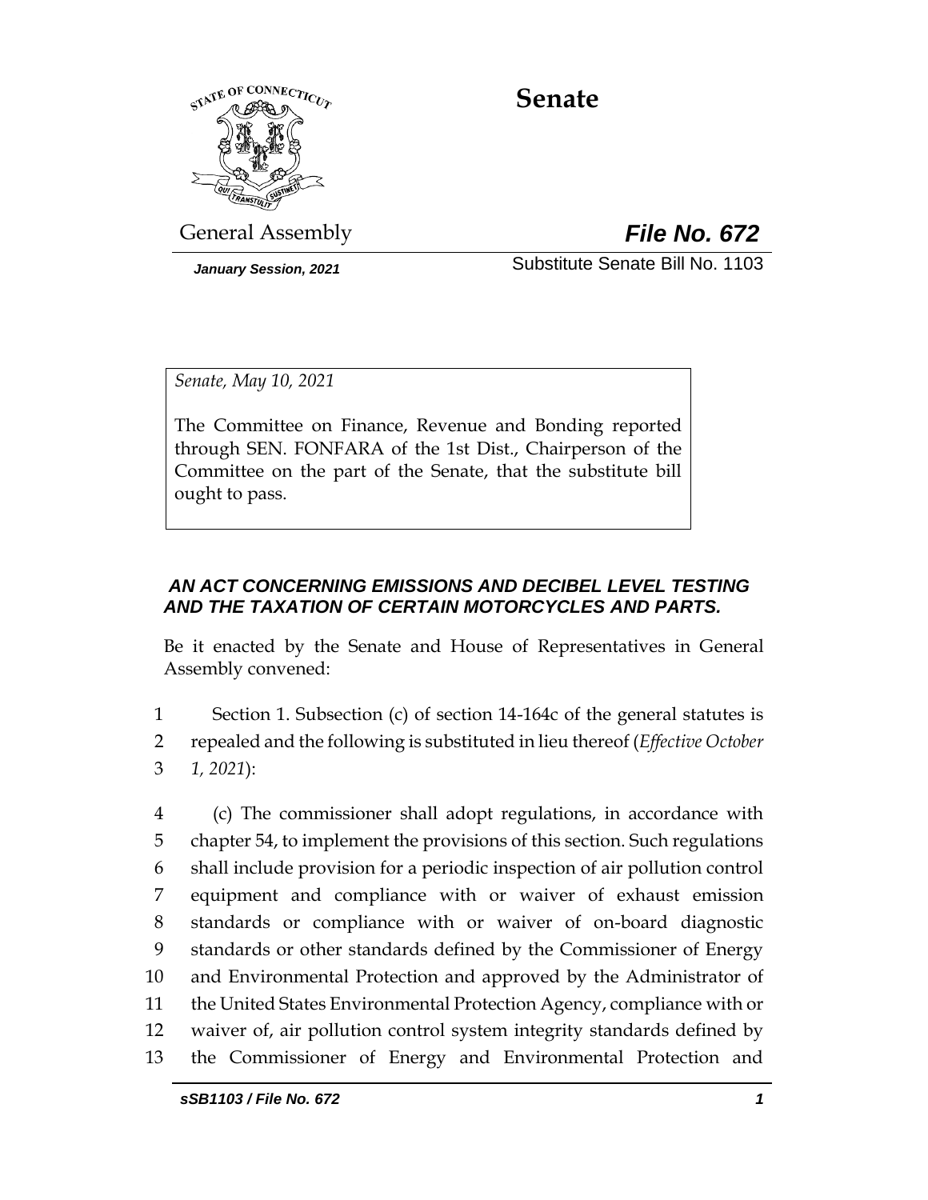# Senate

General Assembly **File No. 672**

*January Session, 2021* Substitute Senate Bill No. 1103

*Senate, May 10, 2021*

The Committee on Finance, Revenue and Bonding reported through SEN. FONFARA of the 1st Dist., Chairperson of the Committee on the part of the Senate, that the substitute bill ought to pass.

***AN ACT CONCERNING EMISSIONS AND DECIBEL LEVEL TESTING AND THE TAXATION OF CERTAIN MOTORCYCLES AND PARTS.***

Be it enacted by the Senate and House of Representatives in General Assembly convened:

1 Section 1. Subsection (c) of section 14-164c of the general statutes is
2 repealed and the following is substituted in lieu thereof (*Effective October*
3 *1, 2021*):

4 (c) The commissioner shall adopt regulations, in accordance with
5 chapter 54, to implement the provisions of this section. Such regulations
6 shall include provision for a periodic inspection of air pollution control
7 equipment and compliance with or waiver of exhaust emission
8 standards or compliance with or waiver of on-board diagnostic
9 standards or other standards defined by the Commissioner of Energy
10 and Environmental Protection and approved by the Administrator of
11 the United States Environmental Protection Agency, compliance with or
12 waiver of, air pollution control system integrity standards defined by
13 the Commissioner of Energy and Environmental Protection and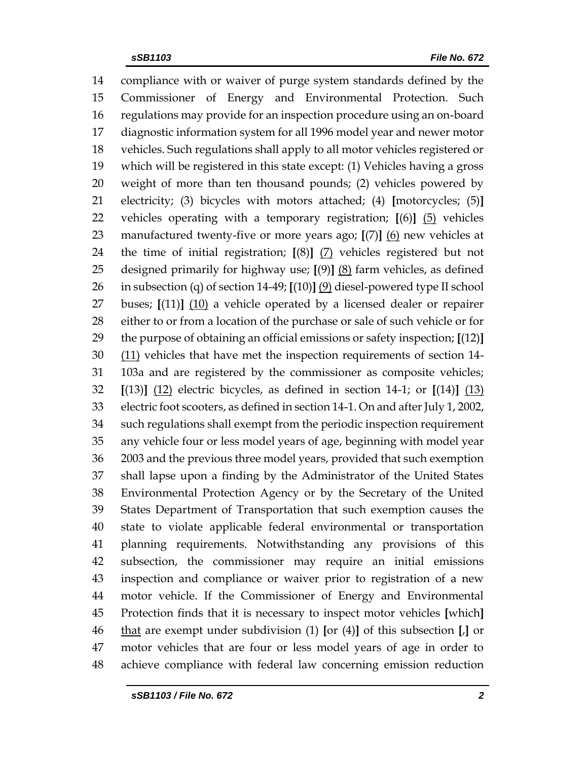14 compliance with or waiver of purge system standards defined by the
15 Commissioner of Energy and Environmental Protection. Such
16 regulations may provide for an inspection procedure using an on-board
17 diagnostic information system for all 1996 model year and newer motor
18 vehicles. Such regulations shall apply to all motor vehicles registered or
19 which will be registered in this state except: (1) Vehicles having a gross
20 weight of more than ten thousand pounds; (2) vehicles powered by
21 electricity; (3) bicycles with motors attached; (4) **[**motorcycles; (5)**]**
22 vehicles operating with a temporary registration; **[**(6)**]** <u>(5)</u> vehicles
23 manufactured twenty-five or more years ago; **[**(7)**]** <u>(6)</u> new vehicles at
24 the time of initial registration; **[**(8)**]** <u>(7)</u> vehicles registered but not
25 designed primarily for highway use; **[**(9)**]** <u>(8)</u> farm vehicles, as defined
26 in subsection (q) of section 14-49; **[**(10)**]** <u>(9)</u> diesel-powered type II school
27 buses; **[**(11)**]** <u>(10)</u> a vehicle operated by a licensed dealer or repairer
28 either to or from a location of the purchase or sale of such vehicle or for
29 the purpose of obtaining an official emissions or safety inspection; **[**(12)**]**
30 <u>(11)</u> vehicles that have met the inspection requirements of section 14-
31 103a and are registered by the commissioner as composite vehicles;
32 **[**(13)**]** <u>(12)</u> electric bicycles, as defined in section 14-1; or **[**(14)**]** <u>(13)</u>
33 electric foot scooters, as defined in section 14-1. On and after July 1, 2002,
34 such regulations shall exempt from the periodic inspection requirement
35 any vehicle four or less model years of age, beginning with model year
36 2003 and the previous three model years, provided that such exemption
37 shall lapse upon a finding by the Administrator of the United States
38 Environmental Protection Agency or by the Secretary of the United
39 States Department of Transportation that such exemption causes the
40 state to violate applicable federal environmental or transportation
41 planning requirements. Notwithstanding any provisions of this
42 subsection, the commissioner may require an initial emissions
43 inspection and compliance or waiver prior to registration of a new
44 motor vehicle. If the Commissioner of Energy and Environmental
45 Protection finds that it is necessary to inspect motor vehicles **[**which**]**
46 <u>that</u> are exempt under subdivision (1) **[**or (4)**]** of this subsection **[**,**]** or
47 motor vehicles that are four or less model years of age in order to
48 achieve compliance with federal law concerning emission reduction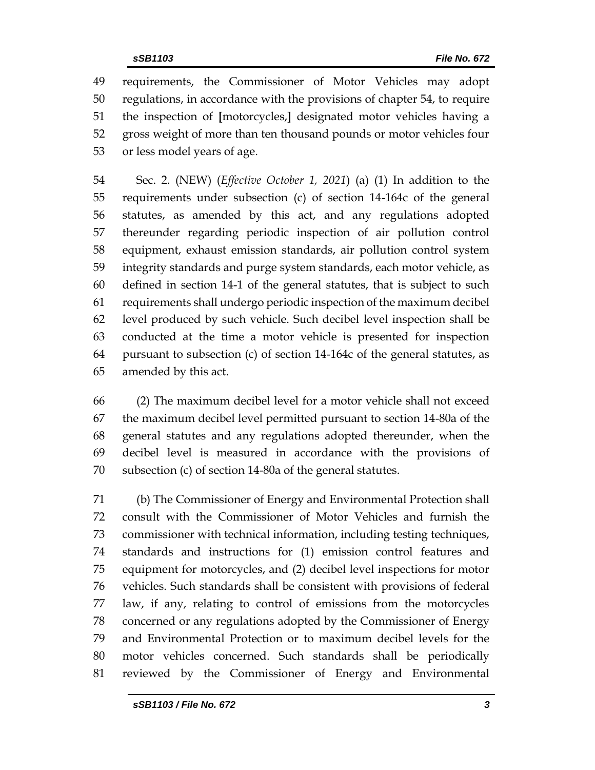49 requirements, the Commissioner of Motor Vehicles may adopt
50 regulations, in accordance with the provisions of chapter 54, to require
51 the inspection of **[**motorcycles,**]** designated motor vehicles having a
52 gross weight of more than ten thousand pounds or motor vehicles four
53 or less model years of age.

54 Sec. 2. (NEW) (*Effective October 1, 2021*) (a) (1) In addition to the
55 requirements under subsection (c) of section 14-164c of the general
56 statutes, as amended by this act, and any regulations adopted
57 thereunder regarding periodic inspection of air pollution control
58 equipment, exhaust emission standards, air pollution control system
59 integrity standards and purge system standards, each motor vehicle, as
60 defined in section 14-1 of the general statutes, that is subject to such
61 requirements shall undergo periodic inspection of the maximum decibel
62 level produced by such vehicle. Such decibel level inspection shall be
63 conducted at the time a motor vehicle is presented for inspection
64 pursuant to subsection (c) of section 14-164c of the general statutes, as
65 amended by this act.

66 (2) The maximum decibel level for a motor vehicle shall not exceed
67 the maximum decibel level permitted pursuant to section 14-80a of the
68 general statutes and any regulations adopted thereunder, when the
69 decibel level is measured in accordance with the provisions of
70 subsection (c) of section 14-80a of the general statutes.

71 (b) The Commissioner of Energy and Environmental Protection shall
72 consult with the Commissioner of Motor Vehicles and furnish the
73 commissioner with technical information, including testing techniques,
74 standards and instructions for (1) emission control features and
75 equipment for motorcycles, and (2) decibel level inspections for motor
76 vehicles. Such standards shall be consistent with provisions of federal
77 law, if any, relating to control of emissions from the motorcycles
78 concerned or any regulations adopted by the Commissioner of Energy
79 and Environmental Protection or to maximum decibel levels for the
80 motor vehicles concerned. Such standards shall be periodically
81 reviewed by the Commissioner of Energy and Environmental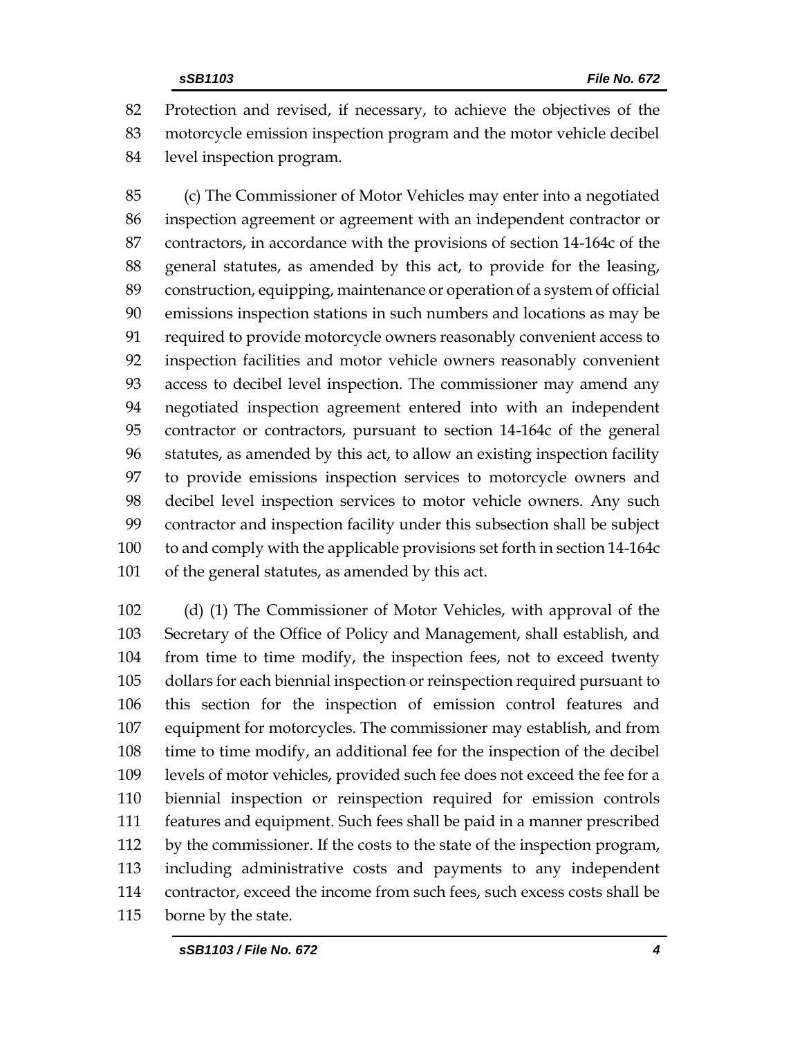Protection and revised, if necessary, to achieve the objectives of the motorcycle emission inspection program and the motor vehicle decibel level inspection program.

(c) The Commissioner of Motor Vehicles may enter into a negotiated inspection agreement or agreement with an independent contractor or contractors, in accordance with the provisions of section 14-164c of the general statutes, as amended by this act, to provide for the leasing, construction, equipping, maintenance or operation of a system of official emissions inspection stations in such numbers and locations as may be required to provide motorcycle owners reasonably convenient access to inspection facilities and motor vehicle owners reasonably convenient access to decibel level inspection. The commissioner may amend any negotiated inspection agreement entered into with an independent contractor or contractors, pursuant to section 14-164c of the general statutes, as amended by this act, to allow an existing inspection facility to provide emissions inspection services to motorcycle owners and decibel level inspection services to motor vehicle owners. Any such contractor and inspection facility under this subsection shall be subject to and comply with the applicable provisions set forth in section 14-164c of the general statutes, as amended by this act.

(d) (1) The Commissioner of Motor Vehicles, with approval of the Secretary of the Office of Policy and Management, shall establish, and from time to time modify, the inspection fees, not to exceed twenty dollars for each biennial inspection or reinspection required pursuant to this section for the inspection of emission control features and equipment for motorcycles. The commissioner may establish, and from time to time modify, an additional fee for the inspection of the decibel levels of motor vehicles, provided such fee does not exceed the fee for a biennial inspection or reinspection required for emission controls features and equipment. Such fees shall be paid in a manner prescribed by the commissioner. If the costs to the state of the inspection program, including administrative costs and payments to any independent contractor, exceed the income from such fees, such excess costs shall be borne by the state.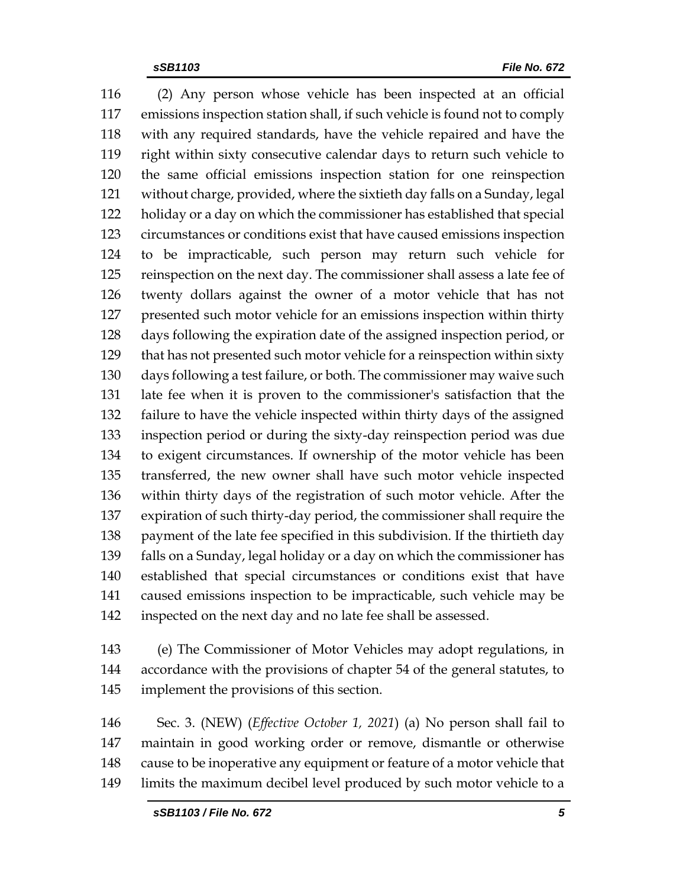(2) Any person whose vehicle has been inspected at an official emissions inspection station shall, if such vehicle is found not to comply with any required standards, have the vehicle repaired and have the right within sixty consecutive calendar days to return such vehicle to the same official emissions inspection station for one reinspection without charge, provided, where the sixtieth day falls on a Sunday, legal holiday or a day on which the commissioner has established that special circumstances or conditions exist that have caused emissions inspection to be impracticable, such person may return such vehicle for reinspection on the next day. The commissioner shall assess a late fee of twenty dollars against the owner of a motor vehicle that has not presented such motor vehicle for an emissions inspection within thirty days following the expiration date of the assigned inspection period, or that has not presented such motor vehicle for a reinspection within sixty days following a test failure, or both. The commissioner may waive such late fee when it is proven to the commissioner's satisfaction that the failure to have the vehicle inspected within thirty days of the assigned inspection period or during the sixty-day reinspection period was due to exigent circumstances. If ownership of the motor vehicle has been transferred, the new owner shall have such motor vehicle inspected within thirty days of the registration of such motor vehicle. After the expiration of such thirty-day period, the commissioner shall require the payment of the late fee specified in this subdivision. If the thirtieth day falls on a Sunday, legal holiday or a day on which the commissioner has established that special circumstances or conditions exist that have caused emissions inspection to be impracticable, such vehicle may be inspected on the next day and no late fee shall be assessed.

(e) The Commissioner of Motor Vehicles may adopt regulations, in accordance with the provisions of chapter 54 of the general statutes, to implement the provisions of this section.

Sec. 3. (NEW) (*Effective October 1, 2021*) (a) No person shall fail to maintain in good working order or remove, dismantle or otherwise cause to be inoperative any equipment or feature of a motor vehicle that limits the maximum decibel level produced by such motor vehicle to a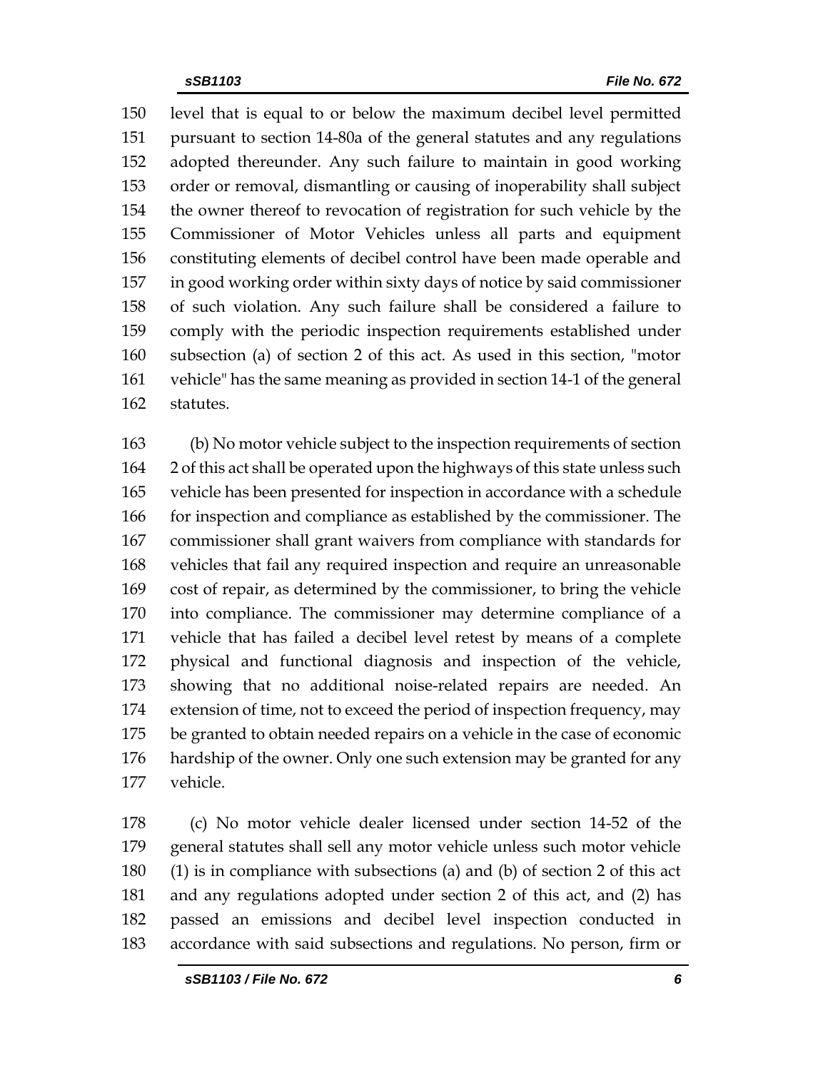level that is equal to or below the maximum decibel level permitted pursuant to section 14-80a of the general statutes and any regulations adopted thereunder. Any such failure to maintain in good working order or removal, dismantling or causing of inoperability shall subject the owner thereof to revocation of registration for such vehicle by the Commissioner of Motor Vehicles unless all parts and equipment constituting elements of decibel control have been made operable and in good working order within sixty days of notice by said commissioner of such violation. Any such failure shall be considered a failure to comply with the periodic inspection requirements established under subsection (a) of section 2 of this act. As used in this section, "motor vehicle" has the same meaning as provided in section 14-1 of the general statutes.

(b) No motor vehicle subject to the inspection requirements of section 2 of this act shall be operated upon the highways of this state unless such vehicle has been presented for inspection in accordance with a schedule for inspection and compliance as established by the commissioner. The commissioner shall grant waivers from compliance with standards for vehicles that fail any required inspection and require an unreasonable cost of repair, as determined by the commissioner, to bring the vehicle into compliance. The commissioner may determine compliance of a vehicle that has failed a decibel level retest by means of a complete physical and functional diagnosis and inspection of the vehicle, showing that no additional noise-related repairs are needed. An extension of time, not to exceed the period of inspection frequency, may be granted to obtain needed repairs on a vehicle in the case of economic hardship of the owner. Only one such extension may be granted for any vehicle.

(c) No motor vehicle dealer licensed under section 14-52 of the general statutes shall sell any motor vehicle unless such motor vehicle (1) is in compliance with subsections (a) and (b) of section 2 of this act and any regulations adopted under section 2 of this act, and (2) has passed an emissions and decibel level inspection conducted in accordance with said subsections and regulations. No person, firm or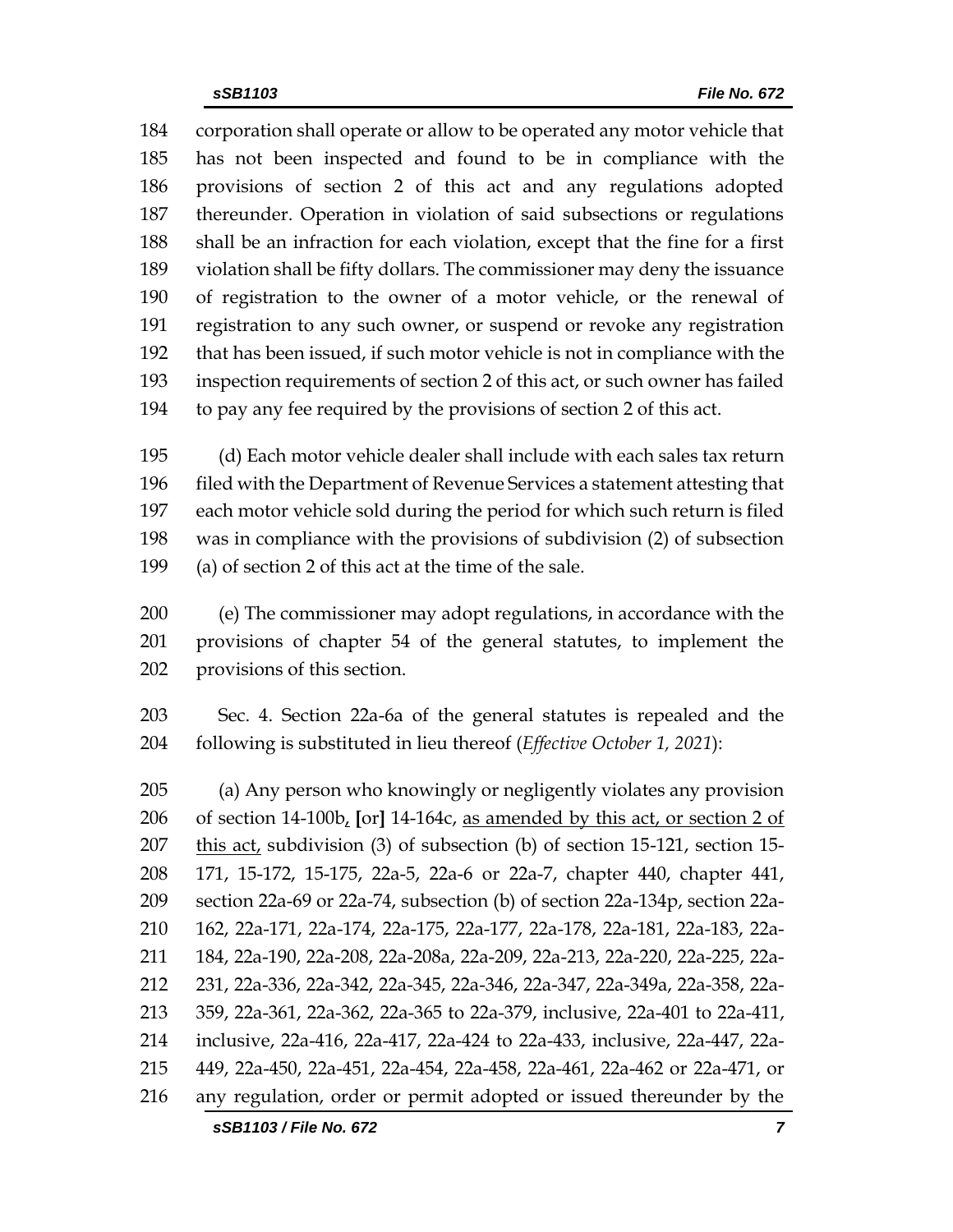corporation shall operate or allow to be operated any motor vehicle that has not been inspected and found to be in compliance with the provisions of section 2 of this act and any regulations adopted thereunder. Operation in violation of said subsections or regulations shall be an infraction for each violation, except that the fine for a first violation shall be fifty dollars. The commissioner may deny the issuance of registration to the owner of a motor vehicle, or the renewal of registration to any such owner, or suspend or revoke any registration that has been issued, if such motor vehicle is not in compliance with the inspection requirements of section 2 of this act, or such owner has failed to pay any fee required by the provisions of section 2 of this act.

(d) Each motor vehicle dealer shall include with each sales tax return filed with the Department of Revenue Services a statement attesting that each motor vehicle sold during the period for which such return is filed was in compliance with the provisions of subdivision (2) of subsection (a) of section 2 of this act at the time of the sale.

(e) The commissioner may adopt regulations, in accordance with the provisions of chapter 54 of the general statutes, to implement the provisions of this section.

Sec. 4. Section 22a-6a of the general statutes is repealed and the following is substituted in lieu thereof (*Effective October 1, 2021*):

(a) Any person who knowingly or negligently violates any provision of section 14-100b, [or] 14-164c, as amended by this act, or section 2 of this act, subdivision (3) of subsection (b) of section 15-121, section 15-171, 15-172, 15-175, 22a-5, 22a-6 or 22a-7, chapter 440, chapter 441, section 22a-69 or 22a-74, subsection (b) of section 22a-134p, section 22a-162, 22a-171, 22a-174, 22a-175, 22a-177, 22a-178, 22a-181, 22a-183, 22a-184, 22a-190, 22a-208, 22a-208a, 22a-209, 22a-213, 22a-220, 22a-225, 22a-231, 22a-336, 22a-342, 22a-345, 22a-346, 22a-347, 22a-349a, 22a-358, 22a-359, 22a-361, 22a-362, 22a-365 to 22a-379, inclusive, 22a-401 to 22a-411, inclusive, 22a-416, 22a-417, 22a-424 to 22a-433, inclusive, 22a-447, 22a-449, 22a-450, 22a-451, 22a-454, 22a-458, 22a-461, 22a-462 or 22a-471, or any regulation, order or permit adopted or issued thereunder by the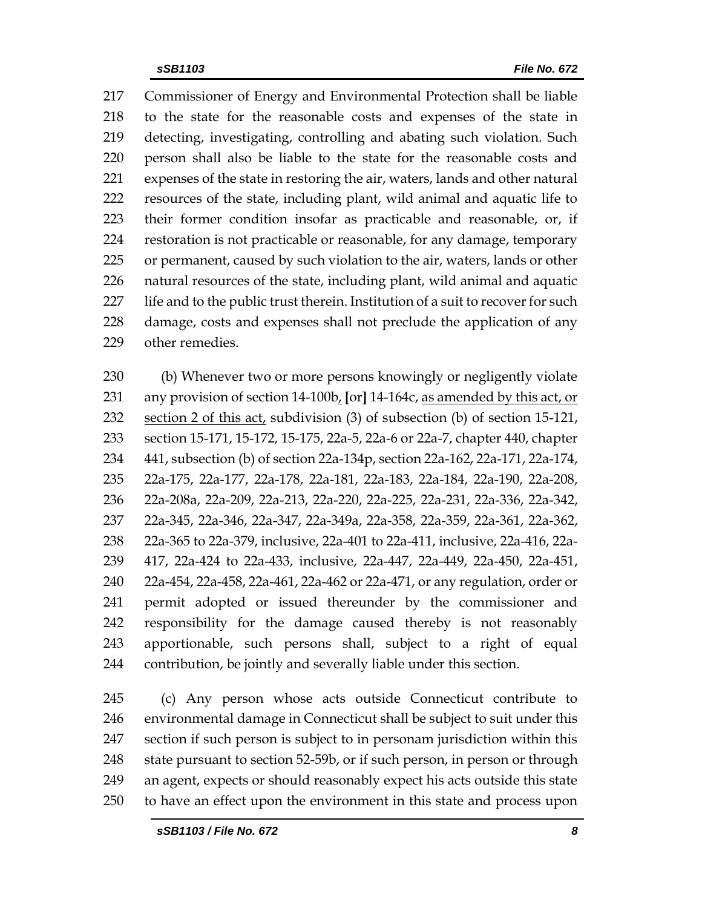217 Commissioner of Energy and Environmental Protection shall be liable
218 to the state for the reasonable costs and expenses of the state in
219 detecting, investigating, controlling and abating such violation. Such
220 person shall also be liable to the state for the reasonable costs and
221 expenses of the state in restoring the air, waters, lands and other natural
222 resources of the state, including plant, wild animal and aquatic life to
223 their former condition insofar as practicable and reasonable, or, if
224 restoration is not practicable or reasonable, for any damage, temporary
225 or permanent, caused by such violation to the air, waters, lands or other
226 natural resources of the state, including plant, wild animal and aquatic
227 life and to the public trust therein. Institution of a suit to recover for such
228 damage, costs and expenses shall not preclude the application of any
229 other remedies.

230 (b) Whenever two or more persons knowingly or negligently violate
231 any provision of section 14-100b<u>,</u> [or] 14-164c, <u>as amended by this act, or</u>
232 <u>section 2 of this act,</u> subdivision (3) of subsection (b) of section 15-121,
233 section 15-171, 15-172, 15-175, 22a-5, 22a-6 or 22a-7, chapter 440, chapter
234 441, subsection (b) of section 22a-134p, section 22a-162, 22a-171, 22a-174,
235 22a-175, 22a-177, 22a-178, 22a-181, 22a-183, 22a-184, 22a-190, 22a-208,
236 22a-208a, 22a-209, 22a-213, 22a-220, 22a-225, 22a-231, 22a-336, 22a-342,
237 22a-345, 22a-346, 22a-347, 22a-349a, 22a-358, 22a-359, 22a-361, 22a-362,
238 22a-365 to 22a-379, inclusive, 22a-401 to 22a-411, inclusive, 22a-416, 22a-
239 417, 22a-424 to 22a-433, inclusive, 22a-447, 22a-449, 22a-450, 22a-451,
240 22a-454, 22a-458, 22a-461, 22a-462 or 22a-471, or any regulation, order or
241 permit adopted or issued thereunder by the commissioner and
242 responsibility for the damage caused thereby is not reasonably
243 apportionable, such persons shall, subject to a right of equal
244 contribution, be jointly and severally liable under this section.

245 (c) Any person whose acts outside Connecticut contribute to
246 environmental damage in Connecticut shall be subject to suit under this
247 section if such person is subject to in personam jurisdiction within this
248 state pursuant to section 52-59b, or if such person, in person or through
249 an agent, expects or should reasonably expect his acts outside this state
250 to have an effect upon the environment in this state and process upon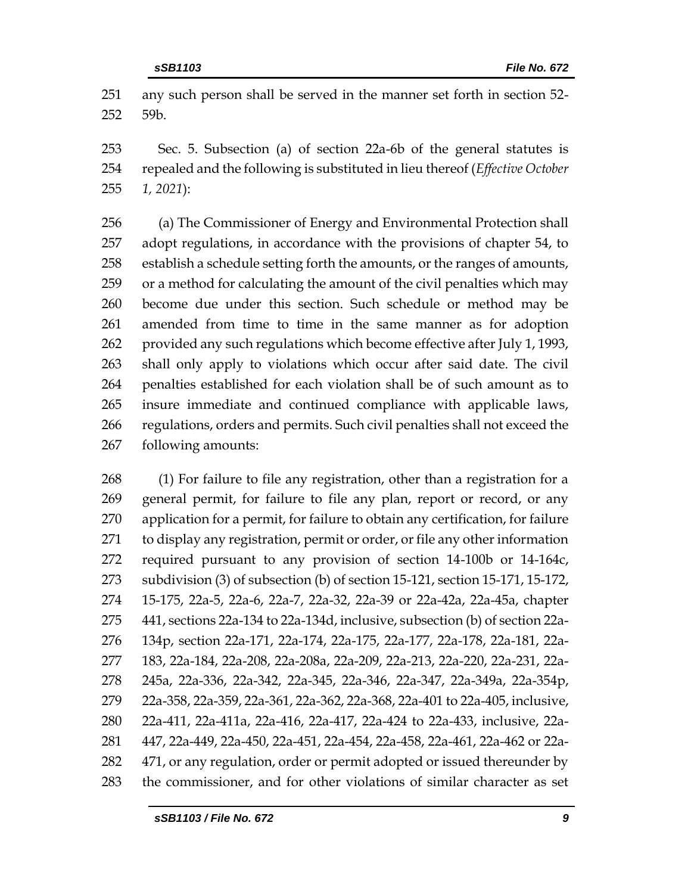any such person shall be served in the manner set forth in section 52-59b.

Sec. 5. Subsection (a) of section 22a-6b of the general statutes is repealed and the following is substituted in lieu thereof (*Effective October 1, 2021*):

(a) The Commissioner of Energy and Environmental Protection shall adopt regulations, in accordance with the provisions of chapter 54, to establish a schedule setting forth the amounts, or the ranges of amounts, or a method for calculating the amount of the civil penalties which may become due under this section. Such schedule or method may be amended from time to time in the same manner as for adoption provided any such regulations which become effective after July 1, 1993, shall only apply to violations which occur after said date. The civil penalties established for each violation shall be of such amount as to insure immediate and continued compliance with applicable laws, regulations, orders and permits. Such civil penalties shall not exceed the following amounts:

(1) For failure to file any registration, other than a registration for a general permit, for failure to file any plan, report or record, or any application for a permit, for failure to obtain any certification, for failure to display any registration, permit or order, or file any other information required pursuant to any provision of section 14-100b or 14-164c, subdivision (3) of subsection (b) of section 15-121, section 15-171, 15-172, 15-175, 22a-5, 22a-6, 22a-7, 22a-32, 22a-39 or 22a-42a, 22a-45a, chapter 441, sections 22a-134 to 22a-134d, inclusive, subsection (b) of section 22a-134p, section 22a-171, 22a-174, 22a-175, 22a-177, 22a-178, 22a-181, 22a-183, 22a-184, 22a-208, 22a-208a, 22a-209, 22a-213, 22a-220, 22a-231, 22a-245a, 22a-336, 22a-342, 22a-345, 22a-346, 22a-347, 22a-349a, 22a-354p, 22a-358, 22a-359, 22a-361, 22a-362, 22a-368, 22a-401 to 22a-405, inclusive, 22a-411, 22a-411a, 22a-416, 22a-417, 22a-424 to 22a-433, inclusive, 22a-447, 22a-449, 22a-450, 22a-451, 22a-454, 22a-458, 22a-461, 22a-462 or 22a-471, or any regulation, order or permit adopted or issued thereunder by the commissioner, and for other violations of similar character as set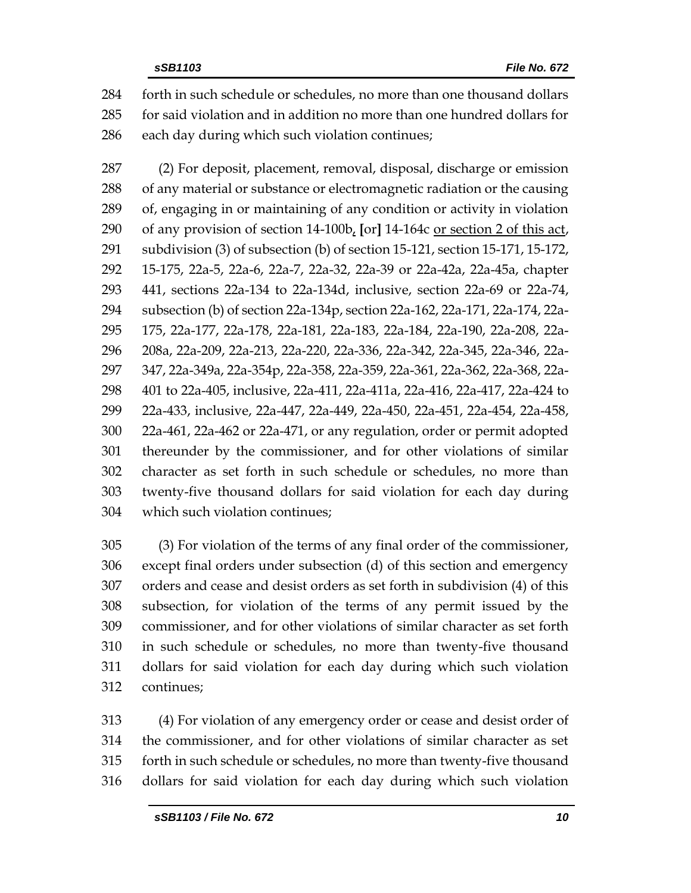284 forth in such schedule or schedules, no more than one thousand dollars
285 for said violation and in addition no more than one hundred dollars for
286 each day during which such violation continues;

287 (2) For deposit, placement, removal, disposal, discharge or emission
288 of any material or substance or electromagnetic radiation or the causing
289 of, engaging in or maintaining of any condition or activity in violation
290 of any provision of section 14-100b, [or] 14-164c or section 2 of this act,
291 subdivision (3) of subsection (b) of section 15-121, section 15-171, 15-172,
292 15-175, 22a-5, 22a-6, 22a-7, 22a-32, 22a-39 or 22a-42a, 22a-45a, chapter
293 441, sections 22a-134 to 22a-134d, inclusive, section 22a-69 or 22a-74,
294 subsection (b) of section 22a-134p, section 22a-162, 22a-171, 22a-174, 22a-
295 175, 22a-177, 22a-178, 22a-181, 22a-183, 22a-184, 22a-190, 22a-208, 22a-
296 208a, 22a-209, 22a-213, 22a-220, 22a-336, 22a-342, 22a-345, 22a-346, 22a-
297 347, 22a-349a, 22a-354p, 22a-358, 22a-359, 22a-361, 22a-362, 22a-368, 22a-
298 401 to 22a-405, inclusive, 22a-411, 22a-411a, 22a-416, 22a-417, 22a-424 to
299 22a-433, inclusive, 22a-447, 22a-449, 22a-450, 22a-451, 22a-454, 22a-458,
300 22a-461, 22a-462 or 22a-471, or any regulation, order or permit adopted
301 thereunder by the commissioner, and for other violations of similar
302 character as set forth in such schedule or schedules, no more than
303 twenty-five thousand dollars for said violation for each day during
304 which such violation continues;

305 (3) For violation of the terms of any final order of the commissioner,
306 except final orders under subsection (d) of this section and emergency
307 orders and cease and desist orders as set forth in subdivision (4) of this
308 subsection, for violation of the terms of any permit issued by the
309 commissioner, and for other violations of similar character as set forth
310 in such schedule or schedules, no more than twenty-five thousand
311 dollars for said violation for each day during which such violation
312 continues;

313 (4) For violation of any emergency order or cease and desist order of
314 the commissioner, and for other violations of similar character as set
315 forth in such schedule or schedules, no more than twenty-five thousand
316 dollars for said violation for each day during which such violation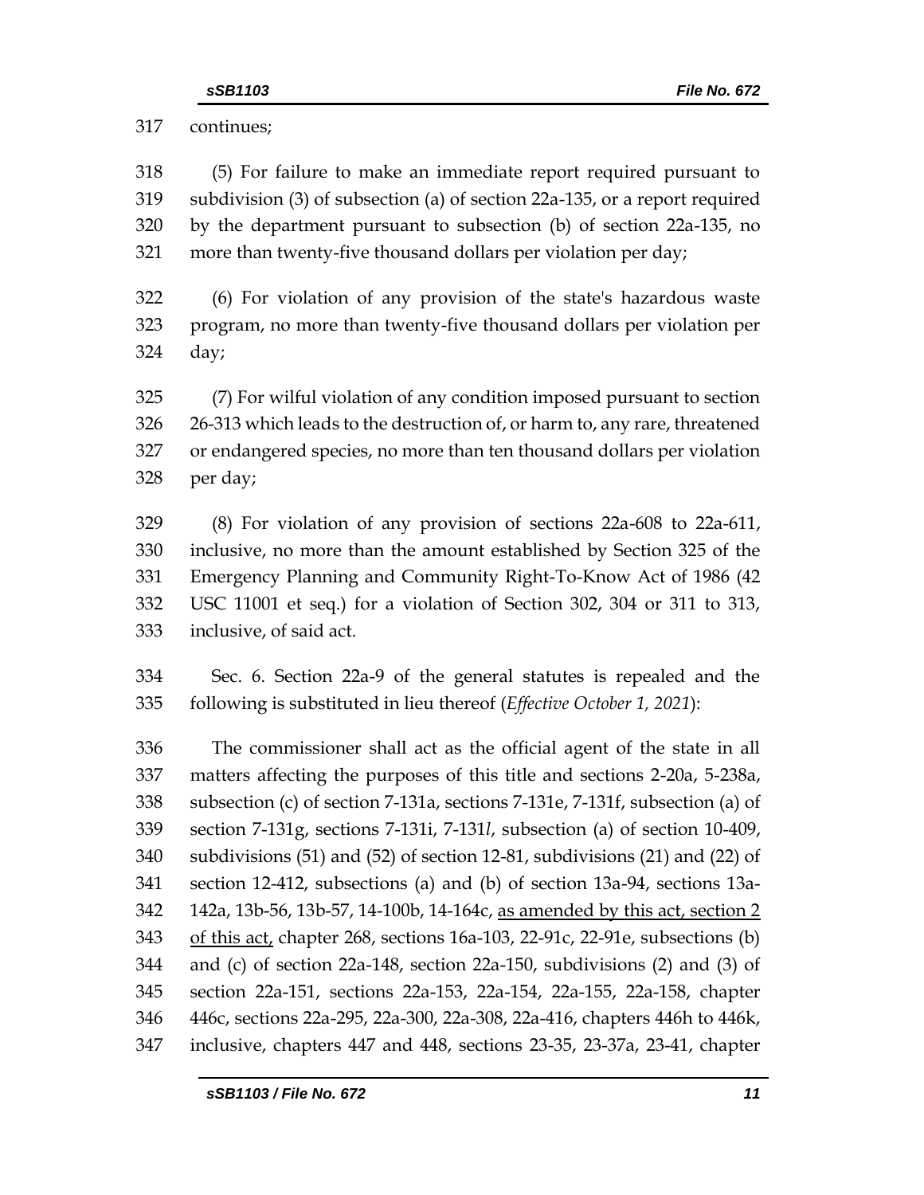continues;

(5) For failure to make an immediate report required pursuant to subdivision (3) of subsection (a) of section 22a-135, or a report required by the department pursuant to subsection (b) of section 22a-135, no more than twenty-five thousand dollars per violation per day;

(6) For violation of any provision of the state's hazardous waste program, no more than twenty-five thousand dollars per violation per day;

(7) For wilful violation of any condition imposed pursuant to section 26-313 which leads to the destruction of, or harm to, any rare, threatened or endangered species, no more than ten thousand dollars per violation per day;

(8) For violation of any provision of sections 22a-608 to 22a-611, inclusive, no more than the amount established by Section 325 of the Emergency Planning and Community Right-To-Know Act of 1986 (42 USC 11001 et seq.) for a violation of Section 302, 304 or 311 to 313, inclusive, of said act.

Sec. 6. Section 22a-9 of the general statutes is repealed and the following is substituted in lieu thereof (*Effective October 1, 2021*):

The commissioner shall act as the official agent of the state in all matters affecting the purposes of this title and sections 2-20a, 5-238a, subsection (c) of section 7-131a, sections 7-131e, 7-131f, subsection (a) of section 7-131g, sections 7-131i, 7-131*l*, subsection (a) of section 10-409, subdivisions (51) and (52) of section 12-81, subdivisions (21) and (22) of section 12-412, subsections (a) and (b) of section 13a-94, sections 13a-142a, 13b-56, 13b-57, 14-100b, 14-164c, <u>as amended by this act, section 2 of this act,</u> chapter 268, sections 16a-103, 22-91c, 22-91e, subsections (b) and (c) of section 22a-148, section 22a-150, subdivisions (2) and (3) of section 22a-151, sections 22a-153, 22a-154, 22a-155, 22a-158, chapter 446c, sections 22a-295, 22a-300, 22a-308, 22a-416, chapters 446h to 446k, inclusive, chapters 447 and 448, sections 23-35, 23-37a, 23-41, chapter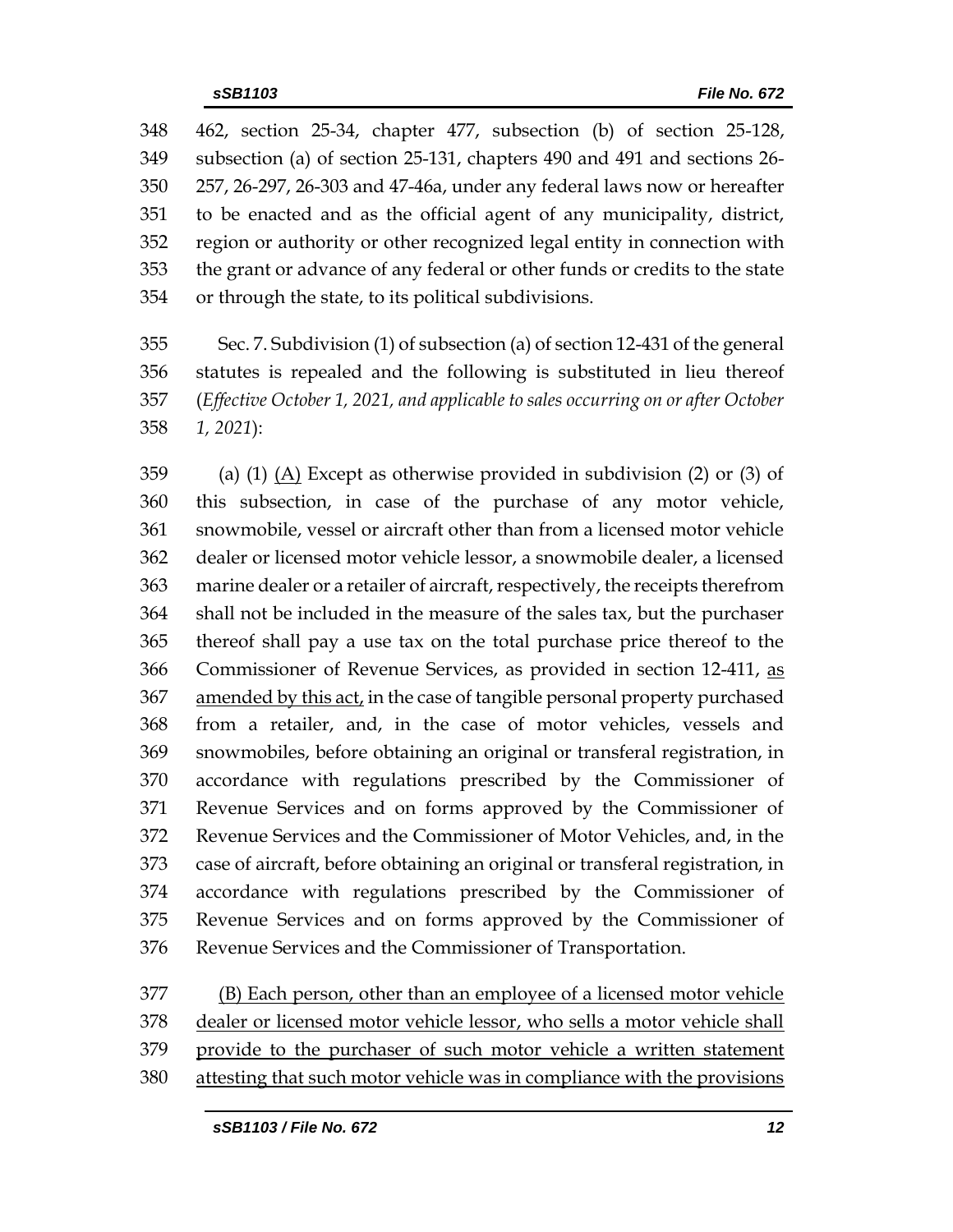462, section 25-34, chapter 477, subsection (b) of section 25-128, subsection (a) of section 25-131, chapters 490 and 491 and sections 26-257, 26-297, 26-303 and 47-46a, under any federal laws now or hereafter to be enacted and as the official agent of any municipality, district, region or authority or other recognized legal entity in connection with the grant or advance of any federal or other funds or credits to the state or through the state, to its political subdivisions.

Sec. 7. Subdivision (1) of subsection (a) of section 12-431 of the general statutes is repealed and the following is substituted in lieu thereof (*Effective October 1, 2021, and applicable to sales occurring on or after October 1, 2021*):

(a) (1) <u>(A)</u> Except as otherwise provided in subdivision (2) or (3) of this subsection, in case of the purchase of any motor vehicle, snowmobile, vessel or aircraft other than from a licensed motor vehicle dealer or licensed motor vehicle lessor, a snowmobile dealer, a licensed marine dealer or a retailer of aircraft, respectively, the receipts therefrom shall not be included in the measure of the sales tax, but the purchaser thereof shall pay a use tax on the total purchase price thereof to the Commissioner of Revenue Services, as provided in section 12-411, <u>as amended by this act,</u> in the case of tangible personal property purchased from a retailer, and, in the case of motor vehicles, vessels and snowmobiles, before obtaining an original or transferal registration, in accordance with regulations prescribed by the Commissioner of Revenue Services and on forms approved by the Commissioner of Revenue Services and the Commissioner of Motor Vehicles, and, in the case of aircraft, before obtaining an original or transferal registration, in accordance with regulations prescribed by the Commissioner of Revenue Services and on forms approved by the Commissioner of Revenue Services and the Commissioner of Transportation.

<u>(B) Each person, other than an employee of a licensed motor vehicle dealer or licensed motor vehicle lessor, who sells a motor vehicle shall provide to the purchaser of such motor vehicle a written statement attesting that such motor vehicle was in compliance with the provisions</u>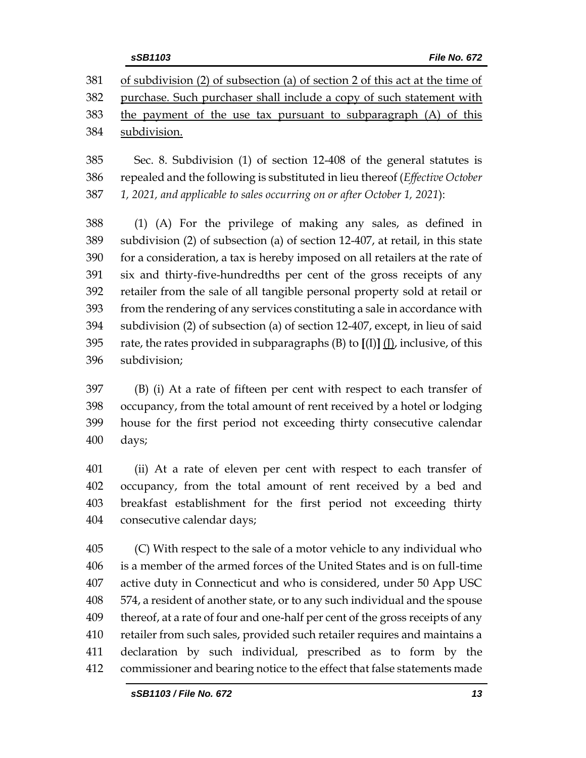of subdivision (2) of subsection (a) of section 2 of this act at the time of purchase. Such purchaser shall include a copy of such statement with the payment of the use tax pursuant to subparagraph (A) of this subdivision.

Sec. 8. Subdivision (1) of section 12-408 of the general statutes is repealed and the following is substituted in lieu thereof (*Effective October 1, 2021, and applicable to sales occurring on or after October 1, 2021*):

(1) (A) For the privilege of making any sales, as defined in subdivision (2) of subsection (a) of section 12-407, at retail, in this state for a consideration, a tax is hereby imposed on all retailers at the rate of six and thirty-five-hundredths per cent of the gross receipts of any retailer from the sale of all tangible personal property sold at retail or from the rendering of any services constituting a sale in accordance with subdivision (2) of subsection (a) of section 12-407, except, in lieu of said rate, the rates provided in subparagraphs (B) to [(I)] (J), inclusive, of this subdivision;

(B) (i) At a rate of fifteen per cent with respect to each transfer of occupancy, from the total amount of rent received by a hotel or lodging house for the first period not exceeding thirty consecutive calendar days;

(ii) At a rate of eleven per cent with respect to each transfer of occupancy, from the total amount of rent received by a bed and breakfast establishment for the first period not exceeding thirty consecutive calendar days;

(C) With respect to the sale of a motor vehicle to any individual who is a member of the armed forces of the United States and is on full-time active duty in Connecticut and who is considered, under 50 App USC 574, a resident of another state, or to any such individual and the spouse thereof, at a rate of four and one-half per cent of the gross receipts of any retailer from such sales, provided such retailer requires and maintains a declaration by such individual, prescribed as to form by the commissioner and bearing notice to the effect that false statements made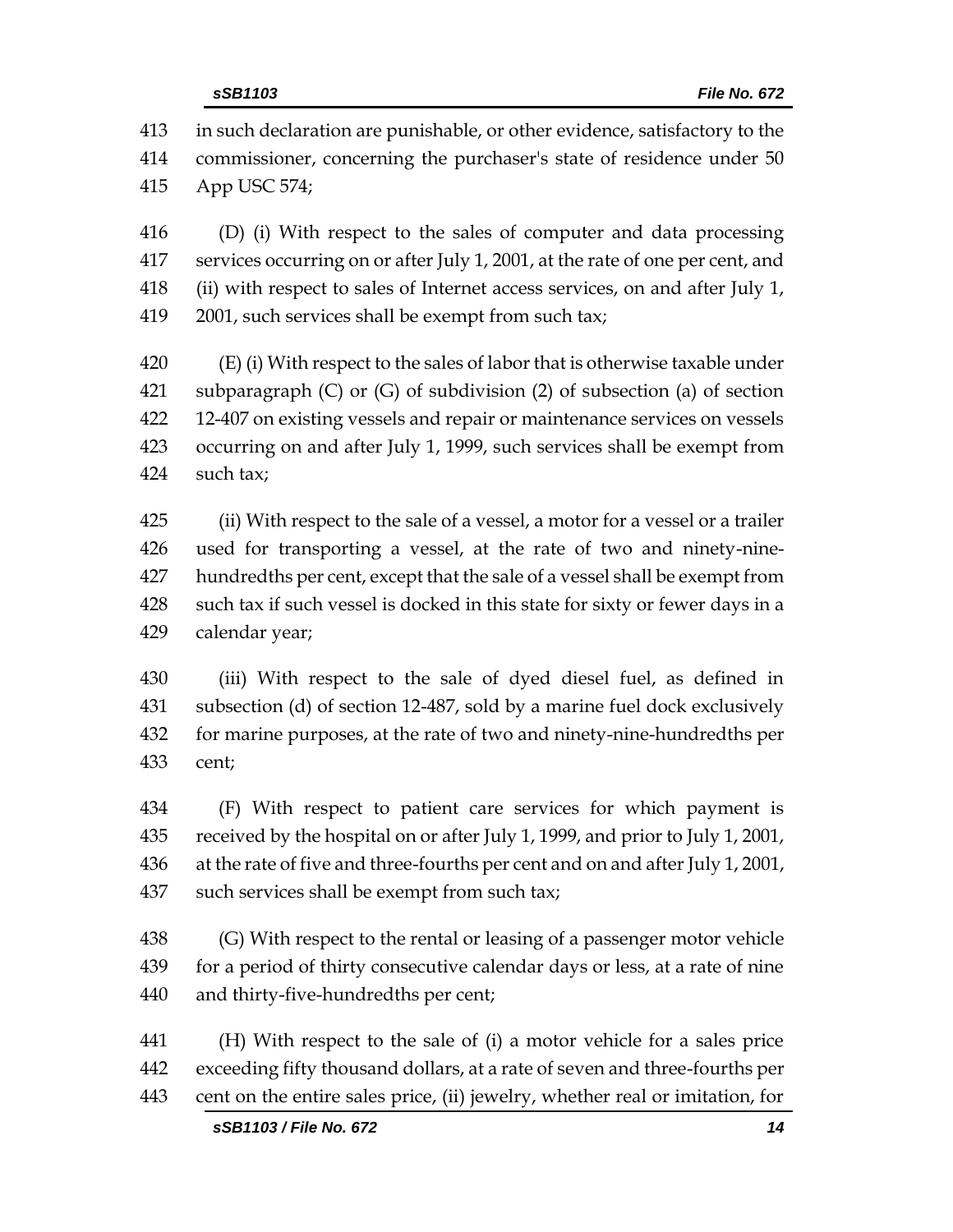413 in such declaration are punishable, or other evidence, satisfactory to the
414 commissioner, concerning the purchaser's state of residence under 50
415 App USC 574;

416 (D) (i) With respect to the sales of computer and data processing
417 services occurring on or after July 1, 2001, at the rate of one per cent, and
418 (ii) with respect to sales of Internet access services, on and after July 1,
419 2001, such services shall be exempt from such tax;

420 (E) (i) With respect to the sales of labor that is otherwise taxable under
421 subparagraph (C) or (G) of subdivision (2) of subsection (a) of section
422 12-407 on existing vessels and repair or maintenance services on vessels
423 occurring on and after July 1, 1999, such services shall be exempt from
424 such tax;

425 (ii) With respect to the sale of a vessel, a motor for a vessel or a trailer
426 used for transporting a vessel, at the rate of two and ninety-nine-
427 hundredths per cent, except that the sale of a vessel shall be exempt from
428 such tax if such vessel is docked in this state for sixty or fewer days in a
429 calendar year;

430 (iii) With respect to the sale of dyed diesel fuel, as defined in
431 subsection (d) of section 12-487, sold by a marine fuel dock exclusively
432 for marine purposes, at the rate of two and ninety-nine-hundredths per
433 cent;

434 (F) With respect to patient care services for which payment is
435 received by the hospital on or after July 1, 1999, and prior to July 1, 2001,
436 at the rate of five and three-fourths per cent and on and after July 1, 2001,
437 such services shall be exempt from such tax;

438 (G) With respect to the rental or leasing of a passenger motor vehicle
439 for a period of thirty consecutive calendar days or less, at a rate of nine
440 and thirty-five-hundredths per cent;

441 (H) With respect to the sale of (i) a motor vehicle for a sales price
442 exceeding fifty thousand dollars, at a rate of seven and three-fourths per
443 cent on the entire sales price, (ii) jewelry, whether real or imitation, for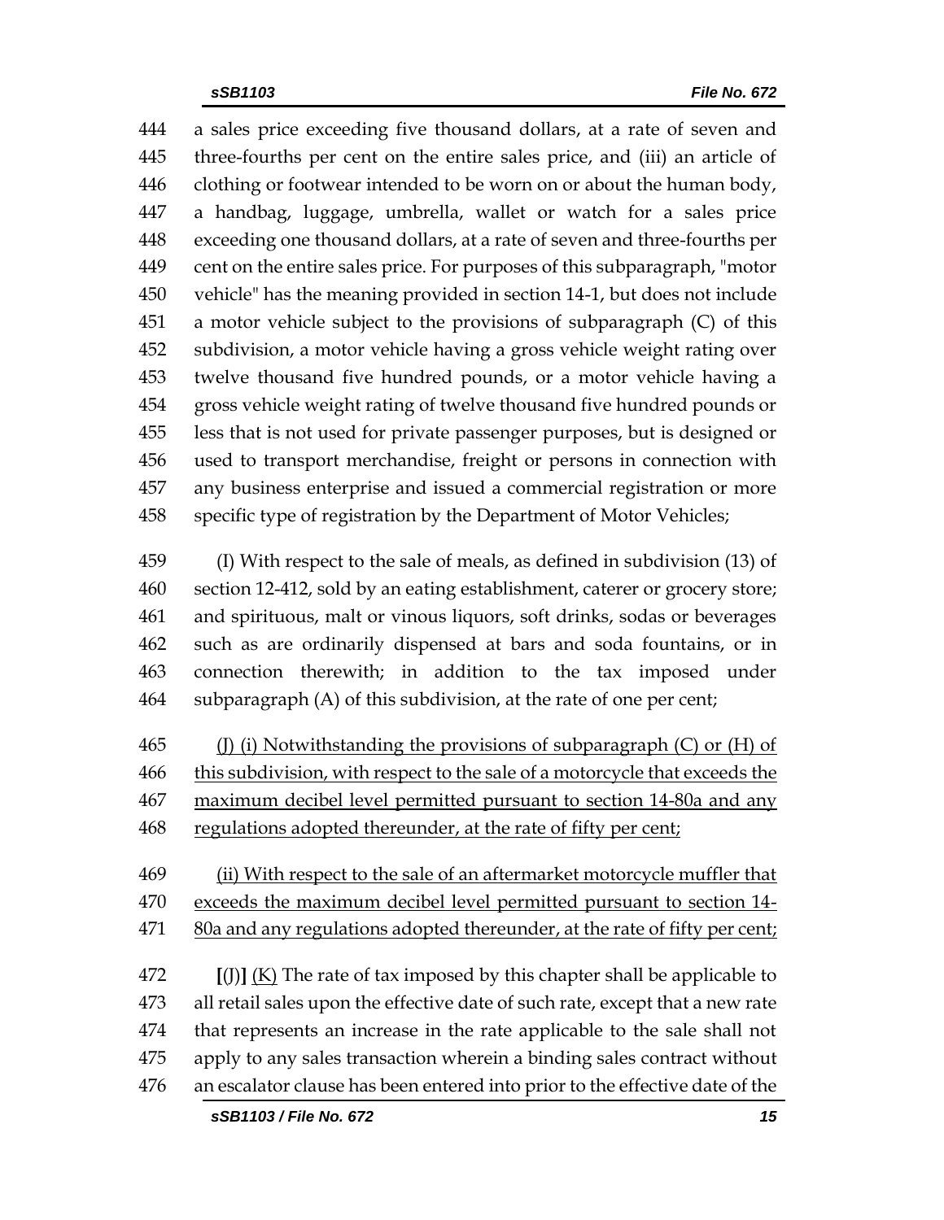444 a sales price exceeding five thousand dollars, at a rate of seven and
445 three-fourths per cent on the entire sales price, and (iii) an article of
446 clothing or footwear intended to be worn on or about the human body,
447 a handbag, luggage, umbrella, wallet or watch for a sales price
448 exceeding one thousand dollars, at a rate of seven and three-fourths per
449 cent on the entire sales price. For purposes of this subparagraph, "motor
450 vehicle" has the meaning provided in section 14-1, but does not include
451 a motor vehicle subject to the provisions of subparagraph (C) of this
452 subdivision, a motor vehicle having a gross vehicle weight rating over
453 twelve thousand five hundred pounds, or a motor vehicle having a
454 gross vehicle weight rating of twelve thousand five hundred pounds or
455 less that is not used for private passenger purposes, but is designed or
456 used to transport merchandise, freight or persons in connection with
457 any business enterprise and issued a commercial registration or more
458 specific type of registration by the Department of Motor Vehicles;

459 (I) With respect to the sale of meals, as defined in subdivision (13) of
460 section 12-412, sold by an eating establishment, caterer or grocery store;
461 and spirituous, malt or vinous liquors, soft drinks, sodas or beverages
462 such as are ordinarily dispensed at bars and soda fountains, or in
463 connection therewith; in addition to the tax imposed under
464 subparagraph (A) of this subdivision, at the rate of one per cent;

465 <u>(J) (i) Notwithstanding the provisions of subparagraph (C) or (H) of</u>
466 <u>this subdivision, with respect to the sale of a motorcycle that exceeds the</u>
467 <u>maximum decibel level permitted pursuant to section 14-80a and any</u>
468 <u>regulations adopted thereunder, at the rate of fifty per cent;</u>

469 <u>(ii) With respect to the sale of an aftermarket motorcycle muffler that</u>
470 <u>exceeds the maximum decibel level permitted pursuant to section 14-</u>
471 <u>80a and any regulations adopted thereunder, at the rate of fifty per cent;</u>

472 **[**(J)**]** <u>(K)</u> The rate of tax imposed by this chapter shall be applicable to
473 all retail sales upon the effective date of such rate, except that a new rate
474 that represents an increase in the rate applicable to the sale shall not
475 apply to any sales transaction wherein a binding sales contract without
476 an escalator clause has been entered into prior to the effective date of the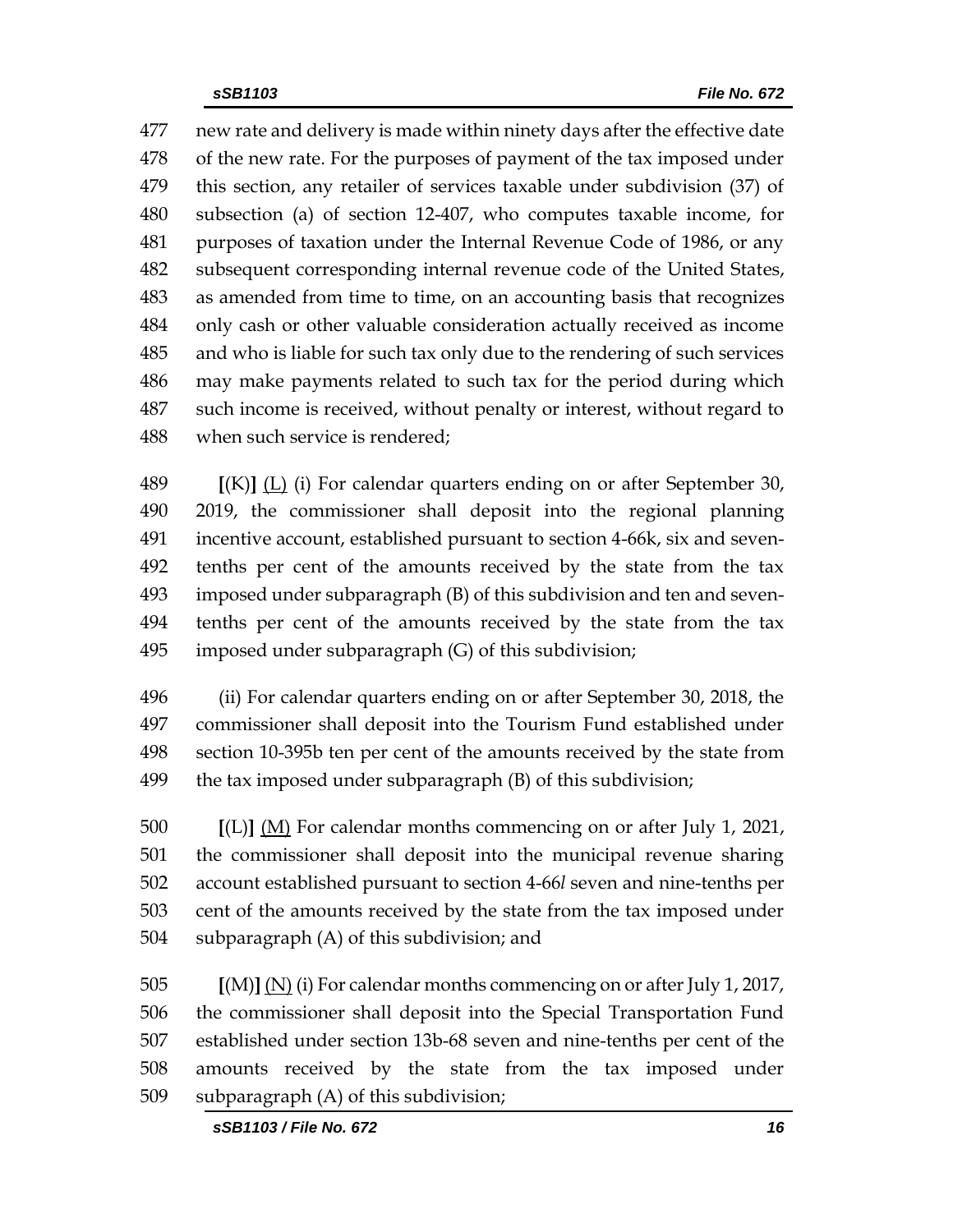new rate and delivery is made within ninety days after the effective date of the new rate. For the purposes of payment of the tax imposed under this section, any retailer of services taxable under subdivision (37) of subsection (a) of section 12-407, who computes taxable income, for purposes of taxation under the Internal Revenue Code of 1986, or any subsequent corresponding internal revenue code of the United States, as amended from time to time, on an accounting basis that recognizes only cash or other valuable consideration actually received as income and who is liable for such tax only due to the rendering of such services may make payments related to such tax for the period during which such income is received, without penalty or interest, without regard to when such service is rendered;

**[**(K)**]** <u>(L)</u> (i) For calendar quarters ending on or after September 30, 2019, the commissioner shall deposit into the regional planning incentive account, established pursuant to section 4-66k, six and seven-tenths per cent of the amounts received by the state from the tax imposed under subparagraph (B) of this subdivision and ten and seven-tenths per cent of the amounts received by the state from the tax imposed under subparagraph (G) of this subdivision;

(ii) For calendar quarters ending on or after September 30, 2018, the commissioner shall deposit into the Tourism Fund established under section 10-395b ten per cent of the amounts received by the state from the tax imposed under subparagraph (B) of this subdivision;

**[**(L)**]** <u>(M)</u> For calendar months commencing on or after July 1, 2021, the commissioner shall deposit into the municipal revenue sharing account established pursuant to section 4-66*l* seven and nine-tenths per cent of the amounts received by the state from the tax imposed under subparagraph (A) of this subdivision; and

**[**(M)**]** <u>(N)</u> (i) For calendar months commencing on or after July 1, 2017, the commissioner shall deposit into the Special Transportation Fund established under section 13b-68 seven and nine-tenths per cent of the amounts received by the state from the tax imposed under subparagraph (A) of this subdivision;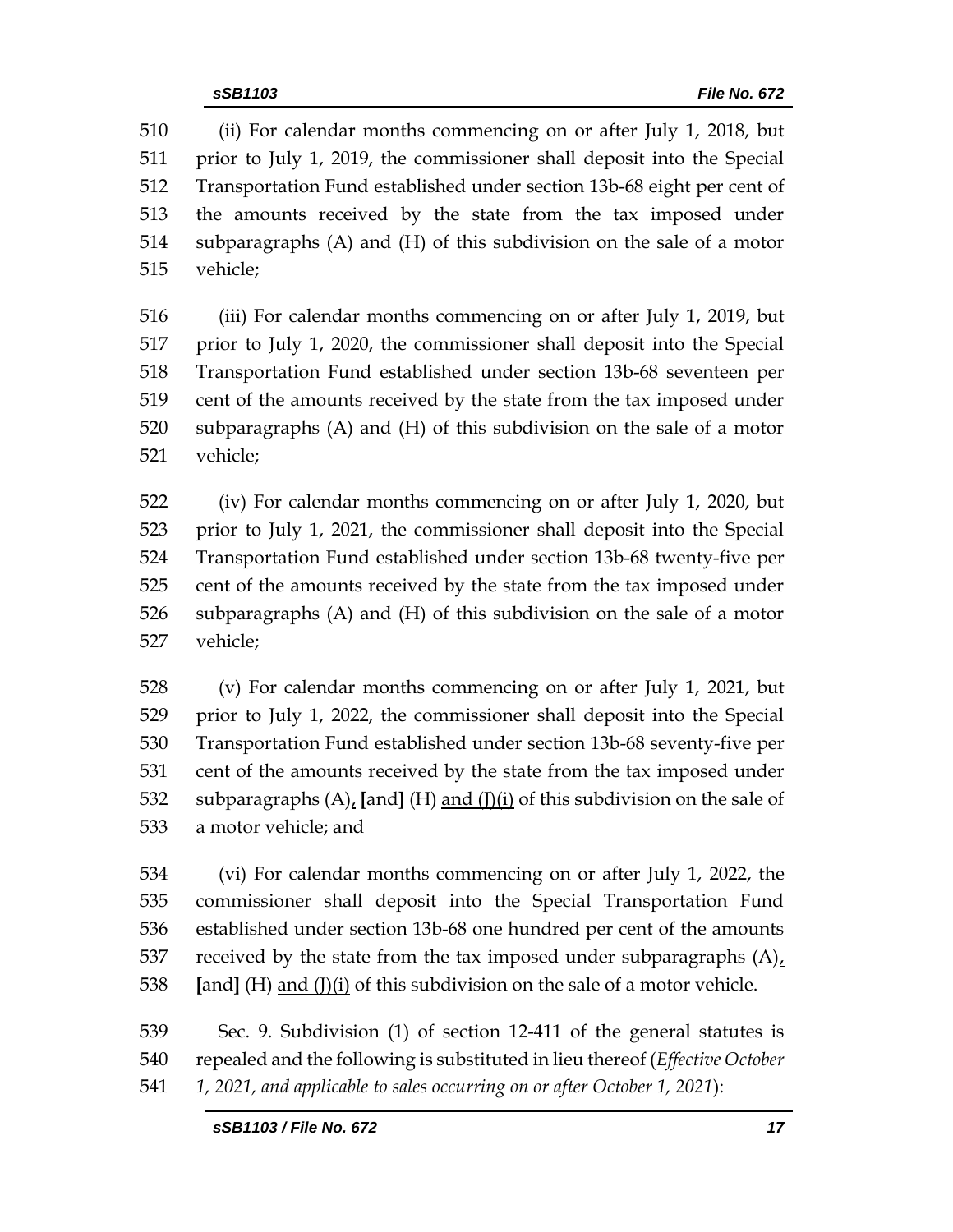510 (ii) For calendar months commencing on or after July 1, 2018, but
511 prior to July 1, 2019, the commissioner shall deposit into the Special
512 Transportation Fund established under section 13b-68 eight per cent of
513 the amounts received by the state from the tax imposed under
514 subparagraphs (A) and (H) of this subdivision on the sale of a motor
515 vehicle;

516 (iii) For calendar months commencing on or after July 1, 2019, but
517 prior to July 1, 2020, the commissioner shall deposit into the Special
518 Transportation Fund established under section 13b-68 seventeen per
519 cent of the amounts received by the state from the tax imposed under
520 subparagraphs (A) and (H) of this subdivision on the sale of a motor
521 vehicle;

522 (iv) For calendar months commencing on or after July 1, 2020, but
523 prior to July 1, 2021, the commissioner shall deposit into the Special
524 Transportation Fund established under section 13b-68 twenty-five per
525 cent of the amounts received by the state from the tax imposed under
526 subparagraphs (A) and (H) of this subdivision on the sale of a motor
527 vehicle;

528 (v) For calendar months commencing on or after July 1, 2021, but
529 prior to July 1, 2022, the commissioner shall deposit into the Special
530 Transportation Fund established under section 13b-68 seventy-five per
531 cent of the amounts received by the state from the tax imposed under
532 subparagraphs (A)<u>,</u> **[**and**]** (H) <u>and (J)(i)</u> of this subdivision on the sale of
533 a motor vehicle; and

534 (vi) For calendar months commencing on or after July 1, 2022, the
535 commissioner shall deposit into the Special Transportation Fund
536 established under section 13b-68 one hundred per cent of the amounts
537 received by the state from the tax imposed under subparagraphs (A)<u>,</u>
538 **[**and**]** (H) <u>and (J)(i)</u> of this subdivision on the sale of a motor vehicle.

539 Sec. 9. Subdivision (1) of section 12-411 of the general statutes is
540 repealed and the following is substituted in lieu thereof (*Effective October*
541 *1, 2021, and applicable to sales occurring on or after October 1, 2021*):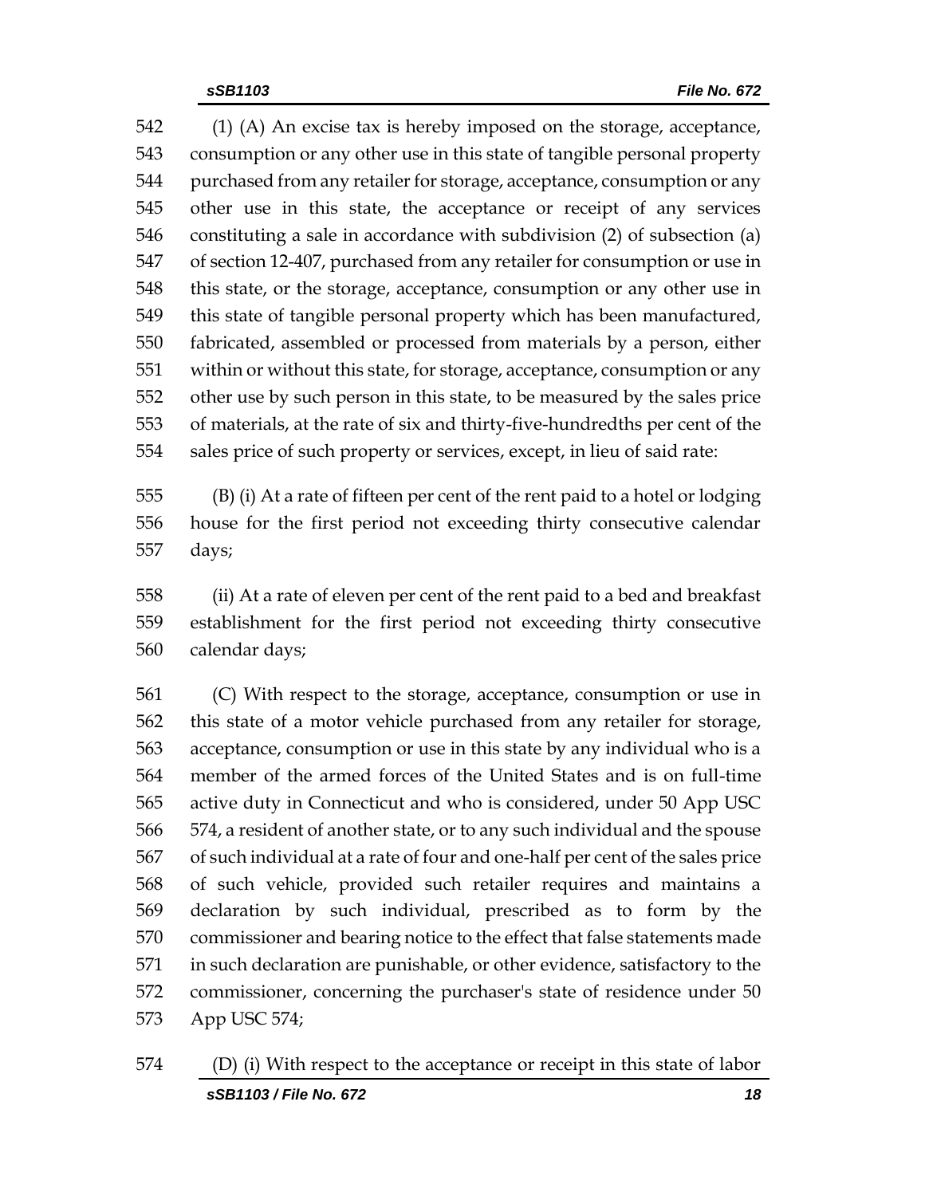542 (1) (A) An excise tax is hereby imposed on the storage, acceptance,
543 consumption or any other use in this state of tangible personal property
544 purchased from any retailer for storage, acceptance, consumption or any
545 other use in this state, the acceptance or receipt of any services
546 constituting a sale in accordance with subdivision (2) of subsection (a)
547 of section 12-407, purchased from any retailer for consumption or use in
548 this state, or the storage, acceptance, consumption or any other use in
549 this state of tangible personal property which has been manufactured,
550 fabricated, assembled or processed from materials by a person, either
551 within or without this state, for storage, acceptance, consumption or any
552 other use by such person in this state, to be measured by the sales price
553 of materials, at the rate of six and thirty-five-hundredths per cent of the
554 sales price of such property or services, except, in lieu of said rate:

555 (B) (i) At a rate of fifteen per cent of the rent paid to a hotel or lodging
556 house for the first period not exceeding thirty consecutive calendar
557 days;

558 (ii) At a rate of eleven per cent of the rent paid to a bed and breakfast
559 establishment for the first period not exceeding thirty consecutive
560 calendar days;

561 (C) With respect to the storage, acceptance, consumption or use in
562 this state of a motor vehicle purchased from any retailer for storage,
563 acceptance, consumption or use in this state by any individual who is a
564 member of the armed forces of the United States and is on full-time
565 active duty in Connecticut and who is considered, under 50 App USC
566 574, a resident of another state, or to any such individual and the spouse
567 of such individual at a rate of four and one-half per cent of the sales price
568 of such vehicle, provided such retailer requires and maintains a
569 declaration by such individual, prescribed as to form by the
570 commissioner and bearing notice to the effect that false statements made
571 in such declaration are punishable, or other evidence, satisfactory to the
572 commissioner, concerning the purchaser's state of residence under 50
573 App USC 574;

574 (D) (i) With respect to the acceptance or receipt in this state of labor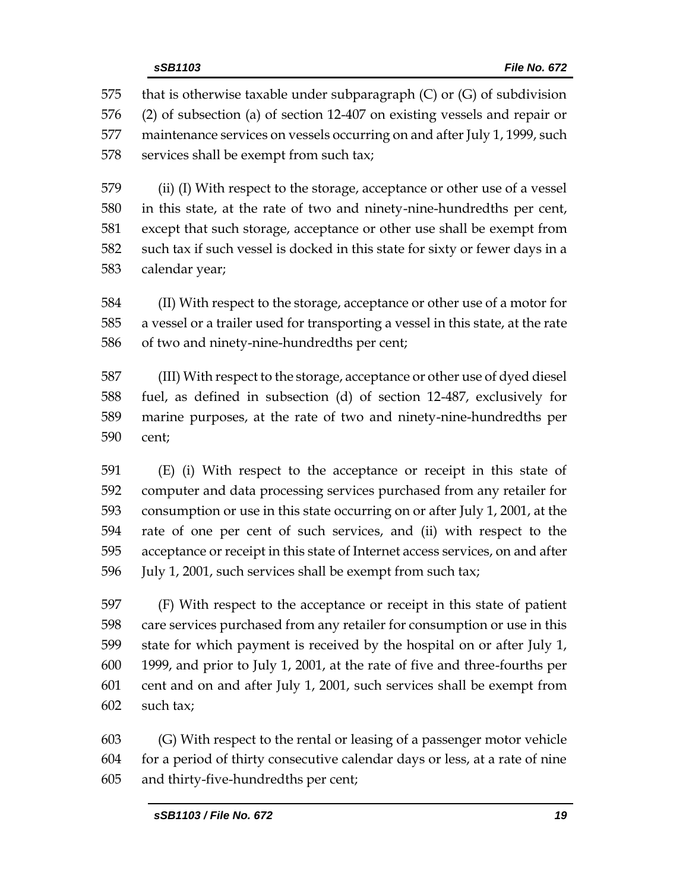that is otherwise taxable under subparagraph (C) or (G) of subdivision (2) of subsection (a) of section 12-407 on existing vessels and repair or maintenance services on vessels occurring on and after July 1, 1999, such services shall be exempt from such tax;

(ii) (I) With respect to the storage, acceptance or other use of a vessel in this state, at the rate of two and ninety-nine-hundredths per cent, except that such storage, acceptance or other use shall be exempt from such tax if such vessel is docked in this state for sixty or fewer days in a calendar year;

(II) With respect to the storage, acceptance or other use of a motor for a vessel or a trailer used for transporting a vessel in this state, at the rate of two and ninety-nine-hundredths per cent;

(III) With respect to the storage, acceptance or other use of dyed diesel fuel, as defined in subsection (d) of section 12-487, exclusively for marine purposes, at the rate of two and ninety-nine-hundredths per cent;

(E) (i) With respect to the acceptance or receipt in this state of computer and data processing services purchased from any retailer for consumption or use in this state occurring on or after July 1, 2001, at the rate of one per cent of such services, and (ii) with respect to the acceptance or receipt in this state of Internet access services, on and after July 1, 2001, such services shall be exempt from such tax;

(F) With respect to the acceptance or receipt in this state of patient care services purchased from any retailer for consumption or use in this state for which payment is received by the hospital on or after July 1, 1999, and prior to July 1, 2001, at the rate of five and three-fourths per cent and on and after July 1, 2001, such services shall be exempt from such tax;

(G) With respect to the rental or leasing of a passenger motor vehicle for a period of thirty consecutive calendar days or less, at a rate of nine and thirty-five-hundredths per cent;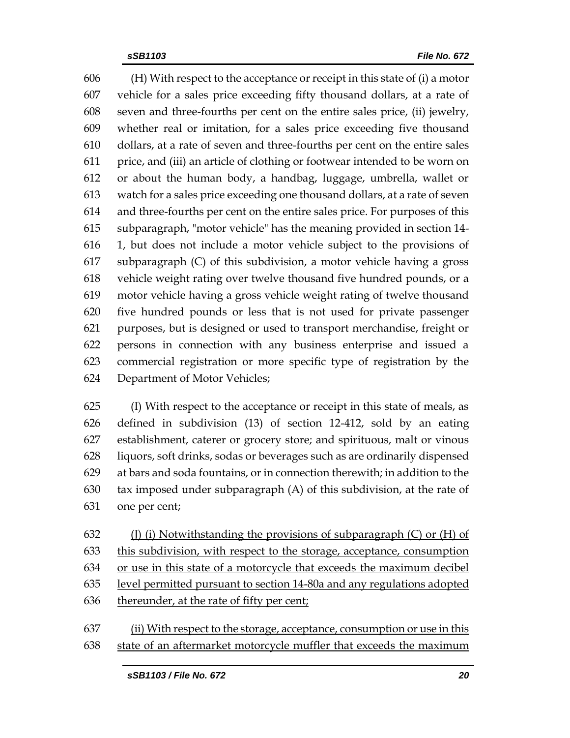606 (H) With respect to the acceptance or receipt in this state of (i) a motor
607 vehicle for a sales price exceeding fifty thousand dollars, at a rate of
608 seven and three-fourths per cent on the entire sales price, (ii) jewelry,
609 whether real or imitation, for a sales price exceeding five thousand
610 dollars, at a rate of seven and three-fourths per cent on the entire sales
611 price, and (iii) an article of clothing or footwear intended to be worn on
612 or about the human body, a handbag, luggage, umbrella, wallet or
613 watch for a sales price exceeding one thousand dollars, at a rate of seven
614 and three-fourths per cent on the entire sales price. For purposes of this
615 subparagraph, "motor vehicle" has the meaning provided in section 14-
616 1, but does not include a motor vehicle subject to the provisions of
617 subparagraph (C) of this subdivision, a motor vehicle having a gross
618 vehicle weight rating over twelve thousand five hundred pounds, or a
619 motor vehicle having a gross vehicle weight rating of twelve thousand
620 five hundred pounds or less that is not used for private passenger
621 purposes, but is designed or used to transport merchandise, freight or
622 persons in connection with any business enterprise and issued a
623 commercial registration or more specific type of registration by the
624 Department of Motor Vehicles;

625 (I) With respect to the acceptance or receipt in this state of meals, as
626 defined in subdivision (13) of section 12-412, sold by an eating
627 establishment, caterer or grocery store; and spirituous, malt or vinous
628 liquors, soft drinks, sodas or beverages such as are ordinarily dispensed
629 at bars and soda fountains, or in connection therewith; in addition to the
630 tax imposed under subparagraph (A) of this subdivision, at the rate of
631 one per cent;

632 <u>(J) (i) Notwithstanding the provisions of subparagraph (C) or (H) of</u>
633 <u>this subdivision, with respect to the storage, acceptance, consumption</u>
634 <u>or use in this state of a motorcycle that exceeds the maximum decibel</u>
635 <u>level permitted pursuant to section 14-80a and any regulations adopted</u>
636 <u>thereunder, at the rate of fifty per cent;</u>

637 <u>(ii) With respect to the storage, acceptance, consumption or use in this</u>
638 <u>state of an aftermarket motorcycle muffler that exceeds the maximum</u>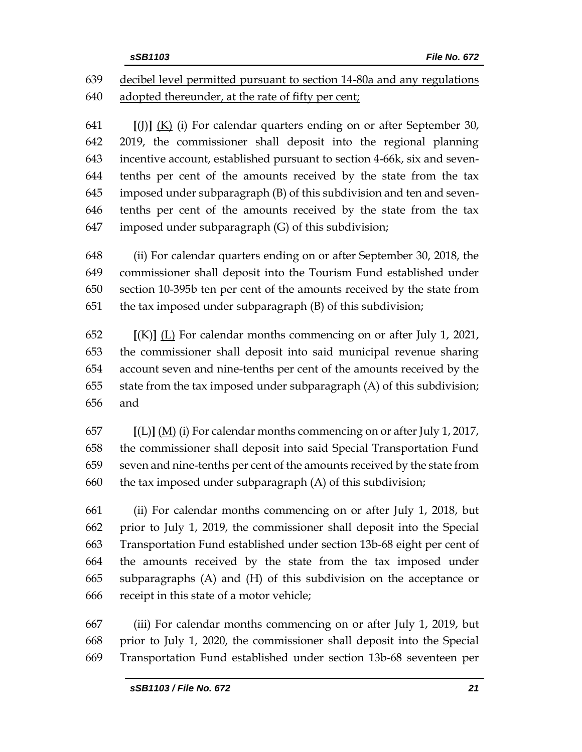639 decibel level permitted pursuant to section 14-80a and any regulations
640 adopted thereunder, at the rate of fifty per cent;

641 [(J)] (K) (i) For calendar quarters ending on or after September 30,
642 2019, the commissioner shall deposit into the regional planning
643 incentive account, established pursuant to section 4-66k, six and seven-
644 tenths per cent of the amounts received by the state from the tax
645 imposed under subparagraph (B) of this subdivision and ten and seven-
646 tenths per cent of the amounts received by the state from the tax
647 imposed under subparagraph (G) of this subdivision;

648 (ii) For calendar quarters ending on or after September 30, 2018, the
649 commissioner shall deposit into the Tourism Fund established under
650 section 10-395b ten per cent of the amounts received by the state from
651 the tax imposed under subparagraph (B) of this subdivision;

652 [(K)] (L) For calendar months commencing on or after July 1, 2021,
653 the commissioner shall deposit into said municipal revenue sharing
654 account seven and nine-tenths per cent of the amounts received by the
655 state from the tax imposed under subparagraph (A) of this subdivision;
656 and

657 [(L)] (M) (i) For calendar months commencing on or after July 1, 2017,
658 the commissioner shall deposit into said Special Transportation Fund
659 seven and nine-tenths per cent of the amounts received by the state from
660 the tax imposed under subparagraph (A) of this subdivision;

661 (ii) For calendar months commencing on or after July 1, 2018, but
662 prior to July 1, 2019, the commissioner shall deposit into the Special
663 Transportation Fund established under section 13b-68 eight per cent of
664 the amounts received by the state from the tax imposed under
665 subparagraphs (A) and (H) of this subdivision on the acceptance or
666 receipt in this state of a motor vehicle;

667 (iii) For calendar months commencing on or after July 1, 2019, but
668 prior to July 1, 2020, the commissioner shall deposit into the Special
669 Transportation Fund established under section 13b-68 seventeen per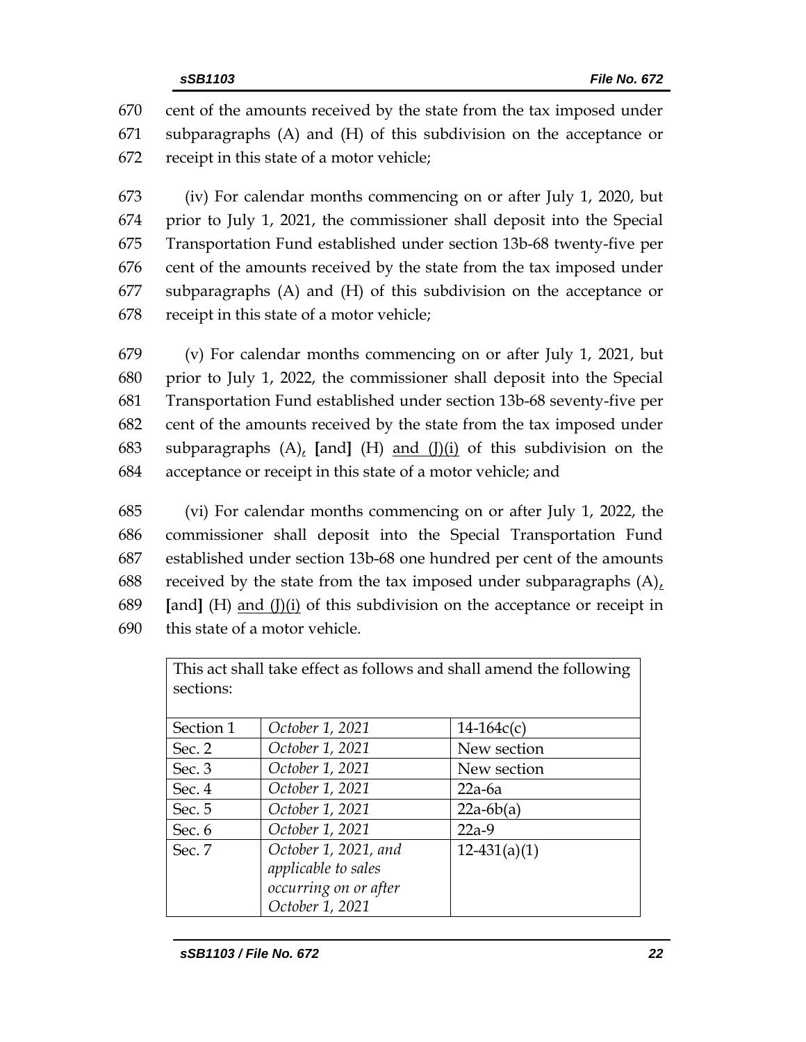670 cent of the amounts received by the state from the tax imposed under
671 subparagraphs (A) and (H) of this subdivision on the acceptance or
672 receipt in this state of a motor vehicle;

673 (iv) For calendar months commencing on or after July 1, 2020, but
674 prior to July 1, 2021, the commissioner shall deposit into the Special
675 Transportation Fund established under section 13b-68 twenty-five per
676 cent of the amounts received by the state from the tax imposed under
677 subparagraphs (A) and (H) of this subdivision on the acceptance or
678 receipt in this state of a motor vehicle;

679 (v) For calendar months commencing on or after July 1, 2021, but
680 prior to July 1, 2022, the commissioner shall deposit into the Special
681 Transportation Fund established under section 13b-68 seventy-five per
682 cent of the amounts received by the state from the tax imposed under
683 subparagraphs (A)<u>,</u> **[**and**]** (H) <u>and (J)(i)</u> of this subdivision on the
684 acceptance or receipt in this state of a motor vehicle; and

685 (vi) For calendar months commencing on or after July 1, 2022, the
686 commissioner shall deposit into the Special Transportation Fund
687 established under section 13b-68 one hundred per cent of the amounts
688 received by the state from the tax imposed under subparagraphs (A)<u>,</u>
689 **[**and**]** (H) <u>and (J)(i)</u> of this subdivision on the acceptance or receipt in
690 this state of a motor vehicle.

| This act shall take effect as follows and shall amend the following sections: | | |
|---|---|---|
| Section 1 | *October 1, 2021* | 14-164c(c) |
| Sec. 2 | *October 1, 2021* | New section |
| Sec. 3 | *October 1, 2021* | New section |
| Sec. 4 | *October 1, 2021* | 22a-6a |
| Sec. 5 | *October 1, 2021* | 22a-6b(a) |
| Sec. 6 | *October 1, 2021* | 22a-9 |
| Sec. 7 | *October 1, 2021, and applicable to sales occurring on or after October 1, 2021* | 12-431(a)(1) |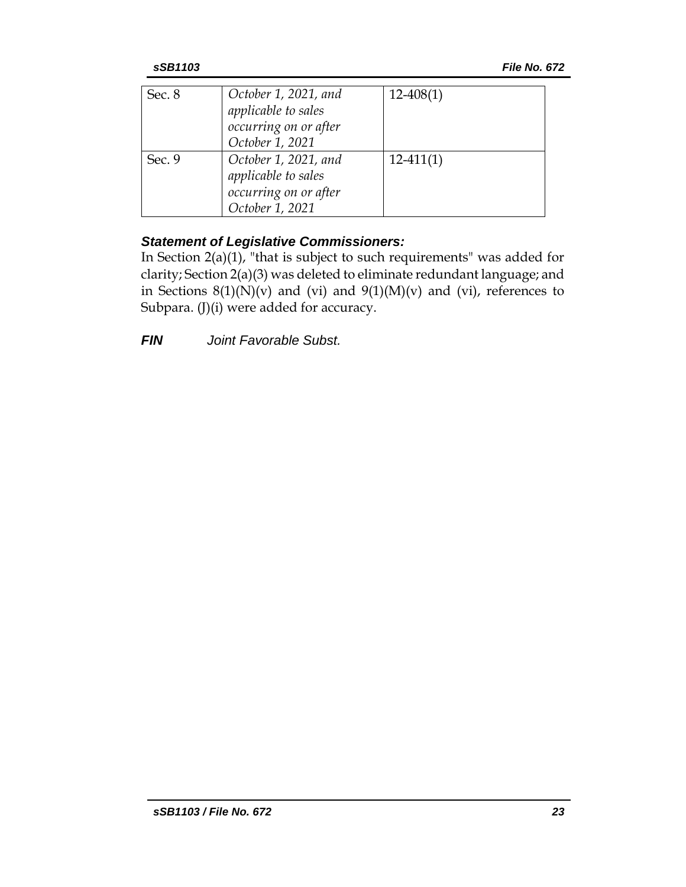| | | |
|---|---|---|
| Sec. 8 | *October 1, 2021, and applicable to sales occurring on or after October 1, 2021* | 12-408(1) |
| Sec. 9 | *October 1, 2021, and applicable to sales occurring on or after October 1, 2021* | 12-411(1) |

### *Statement of Legislative Commissioners:*

In Section 2(a)(1), "that is subject to such requirements" was added for clarity; Section 2(a)(3) was deleted to eliminate redundant language; and in Sections 8(1)(N)(v) and (vi) and 9(1)(M)(v) and (vi), references to Subpara. (J)(i) were added for accuracy.

***FIN*** *Joint Favorable Subst.*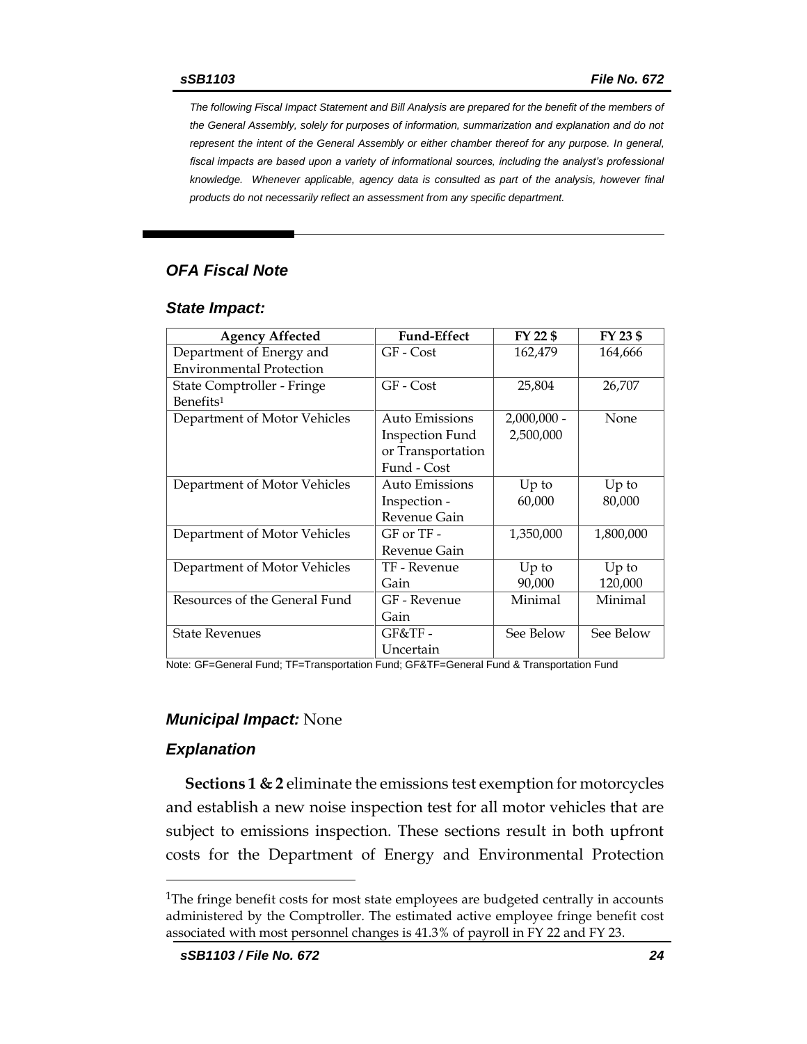*The following Fiscal Impact Statement and Bill Analysis are prepared for the benefit of the members of the General Assembly, solely for purposes of information, summarization and explanation and do not represent the intent of the General Assembly or either chamber thereof for any purpose. In general, fiscal impacts are based upon a variety of informational sources, including the analyst's professional knowledge. Whenever applicable, agency data is consulted as part of the analysis, however final products do not necessarily reflect an assessment from any specific department.*

## *OFA Fiscal Note*

### *State Impact:*

| Agency Affected | Fund-Effect | FY 22 $ | FY 23 $ |
|---|---|---|---|
| Department of Energy and Environmental Protection | GF - Cost | 162,479 | 164,666 |
| State Comptroller - Fringe Benefits[1] | GF - Cost | 25,804 | 26,707 |
| Department of Motor Vehicles | Auto Emissions Inspection Fund or Transportation Fund - Cost | 2,000,000 - 2,500,000 | None |
| Department of Motor Vehicles | Auto Emissions Inspection - Revenue Gain | Up to 60,000 | Up to 80,000 |
| Department of Motor Vehicles | GF or TF - Revenue Gain | 1,350,000 | 1,800,000 |
| Department of Motor Vehicles | TF - Revenue Gain | Up to 90,000 | Up to 120,000 |
| Resources of the General Fund | GF - Revenue Gain | Minimal | Minimal |
| State Revenues | GF&TF - Uncertain | See Below | See Below |

Note: GF=General Fund; TF=Transportation Fund; GF&TF=General Fund & Transportation Fund

### *Municipal Impact:* None

### *Explanation*

**Sections 1 & 2** eliminate the emissions test exemption for motorcycles and establish a new noise inspection test for all motor vehicles that are subject to emissions inspection. These sections result in both upfront costs for the Department of Energy and Environmental Protection

[1]The fringe benefit costs for most state employees are budgeted centrally in accounts administered by the Comptroller. The estimated active employee fringe benefit cost associated with most personnel changes is 41.3% of payroll in FY 22 and FY 23.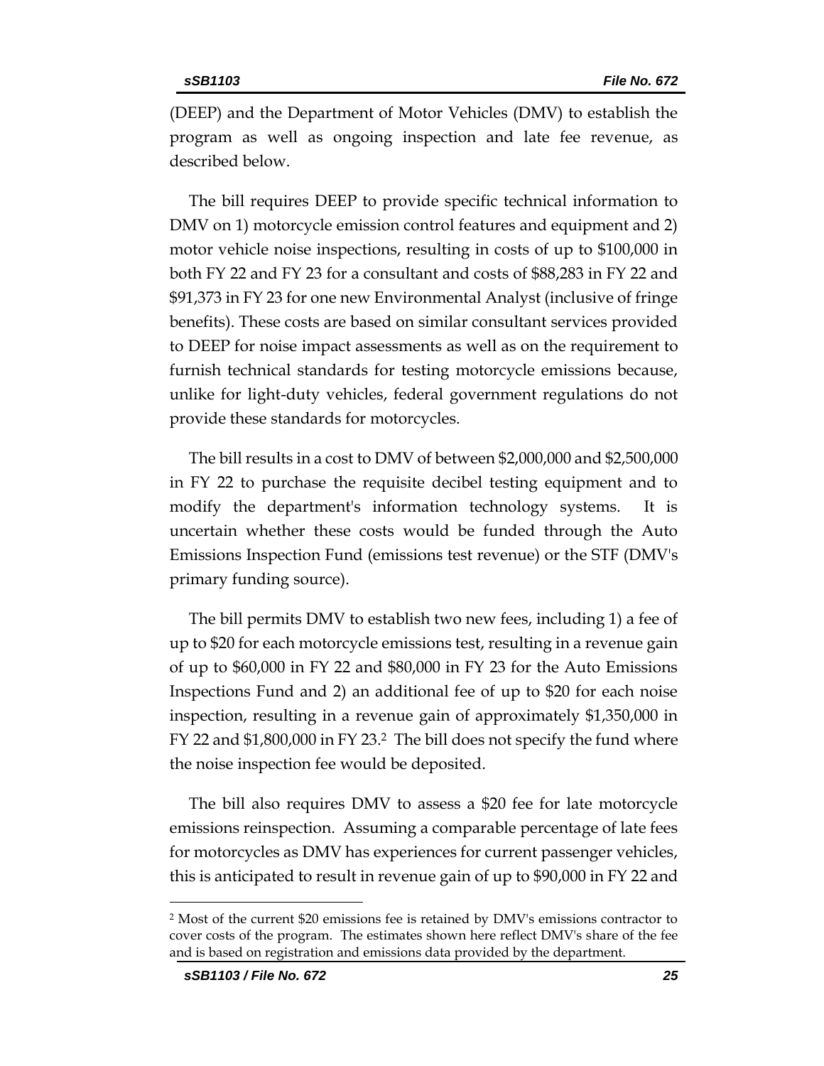(DEEP) and the Department of Motor Vehicles (DMV) to establish the program as well as ongoing inspection and late fee revenue, as described below.

The bill requires DEEP to provide specific technical information to DMV on 1) motorcycle emission control features and equipment and 2) motor vehicle noise inspections, resulting in costs of up to $100,000 in both FY 22 and FY 23 for a consultant and costs of $88,283 in FY 22 and $91,373 in FY 23 for one new Environmental Analyst (inclusive of fringe benefits). These costs are based on similar consultant services provided to DEEP for noise impact assessments as well as on the requirement to furnish technical standards for testing motorcycle emissions because, unlike for light-duty vehicles, federal government regulations do not provide these standards for motorcycles.

The bill results in a cost to DMV of between $2,000,000 and $2,500,000 in FY 22 to purchase the requisite decibel testing equipment and to modify the department's information technology systems. It is uncertain whether these costs would be funded through the Auto Emissions Inspection Fund (emissions test revenue) or the STF (DMV's primary funding source).

The bill permits DMV to establish two new fees, including 1) a fee of up to $20 for each motorcycle emissions test, resulting in a revenue gain of up to $60,000 in FY 22 and $80,000 in FY 23 for the Auto Emissions Inspections Fund and 2) an additional fee of up to $20 for each noise inspection, resulting in a revenue gain of approximately $1,350,000 in FY 22 and $1,800,000 in FY 23.[2] The bill does not specify the fund where the noise inspection fee would be deposited.

The bill also requires DMV to assess a $20 fee for late motorcycle emissions reinspection. Assuming a comparable percentage of late fees for motorcycles as DMV has experiences for current passenger vehicles, this is anticipated to result in revenue gain of up to $90,000 in FY 22 and

[2] Most of the current $20 emissions fee is retained by DMV's emissions contractor to cover costs of the program. The estimates shown here reflect DMV's share of the fee and is based on registration and emissions data provided by the department.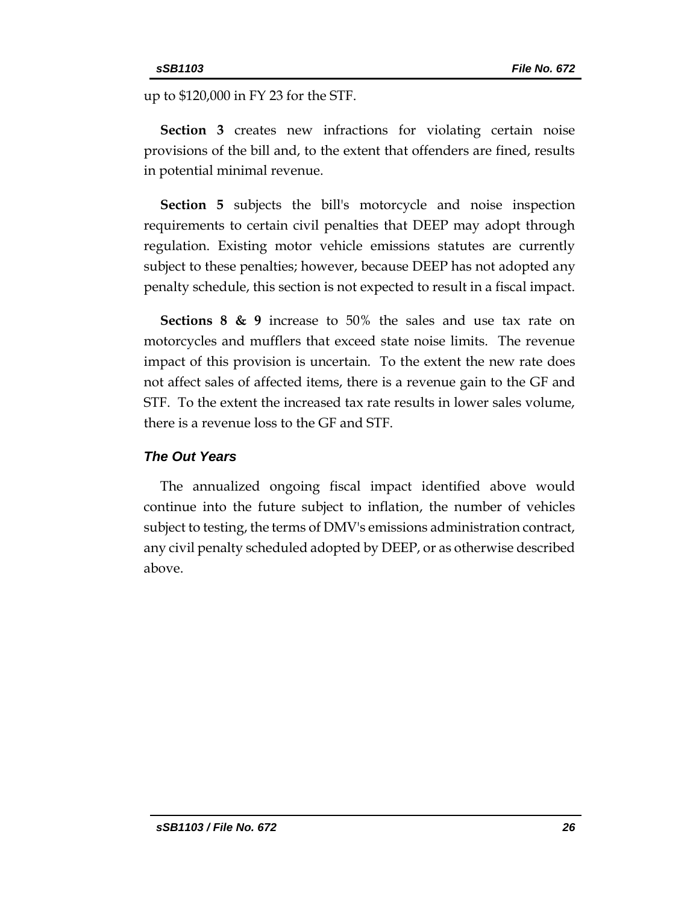up to $120,000 in FY 23 for the STF.

**Section 3** creates new infractions for violating certain noise provisions of the bill and, to the extent that offenders are fined, results in potential minimal revenue.

**Section 5** subjects the bill's motorcycle and noise inspection requirements to certain civil penalties that DEEP may adopt through regulation. Existing motor vehicle emissions statutes are currently subject to these penalties; however, because DEEP has not adopted any penalty schedule, this section is not expected to result in a fiscal impact.

**Sections 8 & 9** increase to 50% the sales and use tax rate on motorcycles and mufflers that exceed state noise limits. The revenue impact of this provision is uncertain. To the extent the new rate does not affect sales of affected items, there is a revenue gain to the GF and STF. To the extent the increased tax rate results in lower sales volume, there is a revenue loss to the GF and STF.

### *The Out Years*

The annualized ongoing fiscal impact identified above would continue into the future subject to inflation, the number of vehicles subject to testing, the terms of DMV's emissions administration contract, any civil penalty scheduled adopted by DEEP, or as otherwise described above.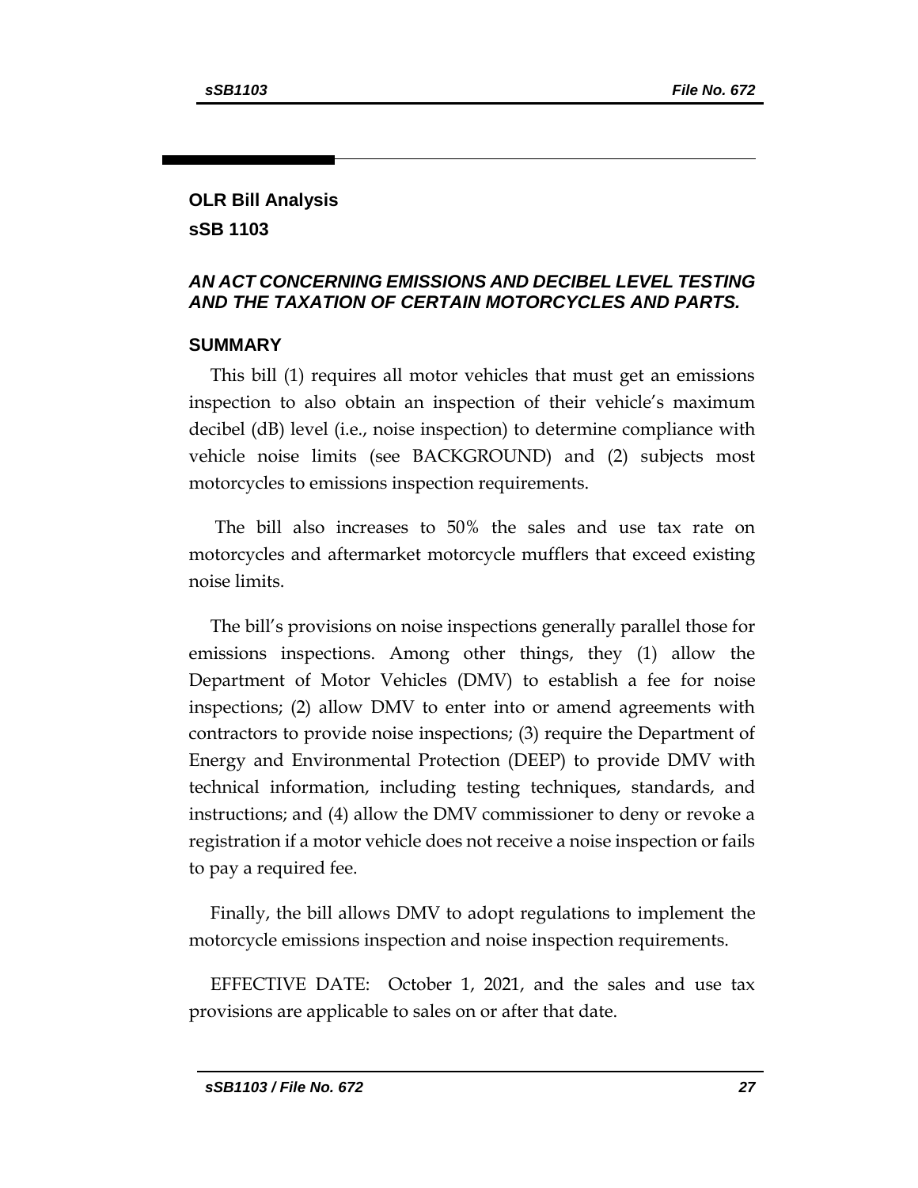## OLR Bill Analysis

## sSB 1103

### *AN ACT CONCERNING EMISSIONS AND DECIBEL LEVEL TESTING AND THE TAXATION OF CERTAIN MOTORCYCLES AND PARTS.*

### SUMMARY

This bill (1) requires all motor vehicles that must get an emissions inspection to also obtain an inspection of their vehicle's maximum decibel (dB) level (i.e., noise inspection) to determine compliance with vehicle noise limits (see BACKGROUND) and (2) subjects most motorcycles to emissions inspection requirements.

The bill also increases to 50% the sales and use tax rate on motorcycles and aftermarket motorcycle mufflers that exceed existing noise limits.

The bill's provisions on noise inspections generally parallel those for emissions inspections. Among other things, they (1) allow the Department of Motor Vehicles (DMV) to establish a fee for noise inspections; (2) allow DMV to enter into or amend agreements with contractors to provide noise inspections; (3) require the Department of Energy and Environmental Protection (DEEP) to provide DMV with technical information, including testing techniques, standards, and instructions; and (4) allow the DMV commissioner to deny or revoke a registration if a motor vehicle does not receive a noise inspection or fails to pay a required fee.

Finally, the bill allows DMV to adopt regulations to implement the motorcycle emissions inspection and noise inspection requirements.

EFFECTIVE DATE: October 1, 2021, and the sales and use tax provisions are applicable to sales on or after that date.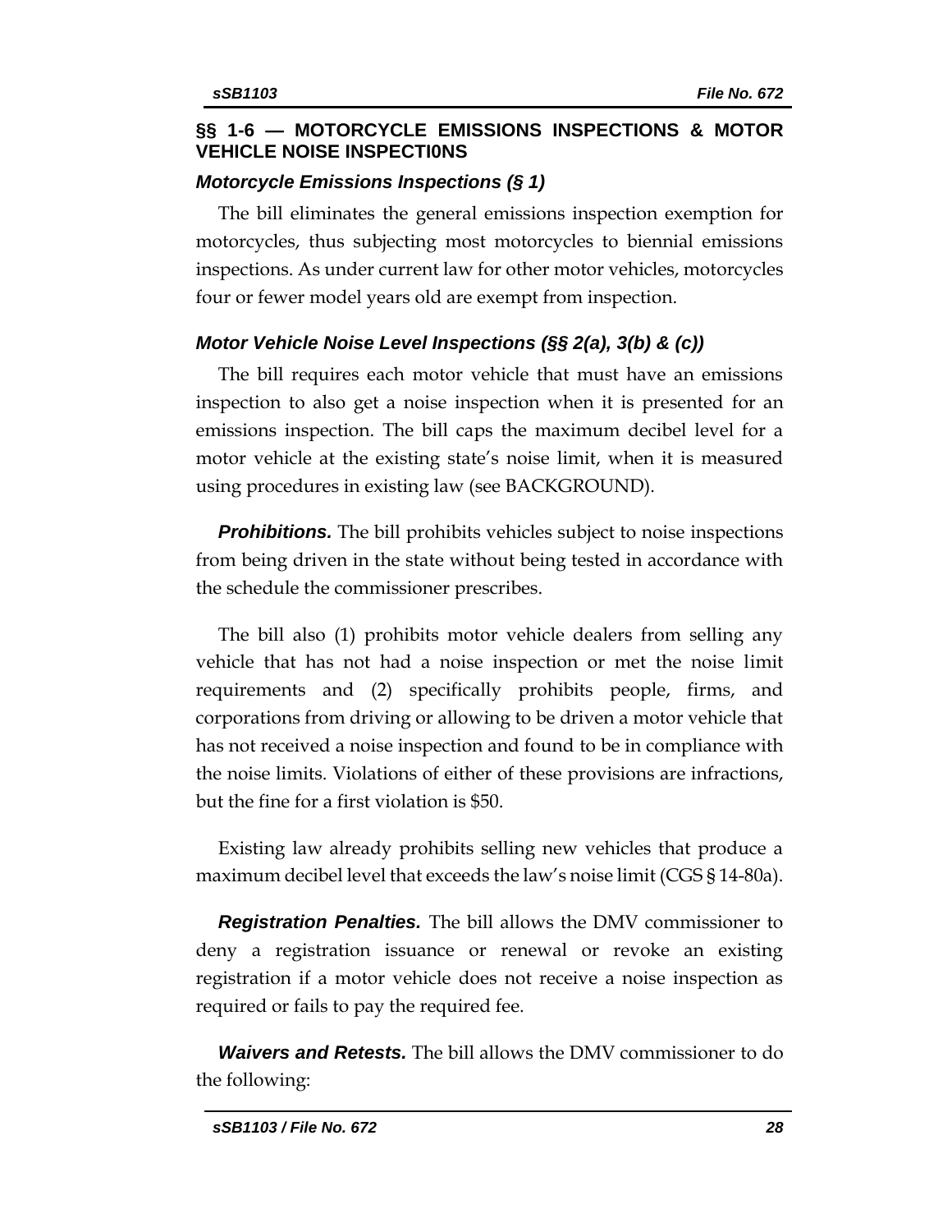## §§ 1-6 — MOTORCYCLE EMISSIONS INSPECTIONS & MOTOR VEHICLE NOISE INSPECTI0NS

### *Motorcycle Emissions Inspections (§ 1)*

The bill eliminates the general emissions inspection exemption for motorcycles, thus subjecting most motorcycles to biennial emissions inspections. As under current law for other motor vehicles, motorcycles four or fewer model years old are exempt from inspection.

### *Motor Vehicle Noise Level Inspections (§§ 2(a), 3(b) & (c))*

The bill requires each motor vehicle that must have an emissions inspection to also get a noise inspection when it is presented for an emissions inspection. The bill caps the maximum decibel level for a motor vehicle at the existing state's noise limit, when it is measured using procedures in existing law (see BACKGROUND).

***Prohibitions.*** The bill prohibits vehicles subject to noise inspections from being driven in the state without being tested in accordance with the schedule the commissioner prescribes.

The bill also (1) prohibits motor vehicle dealers from selling any vehicle that has not had a noise inspection or met the noise limit requirements and (2) specifically prohibits people, firms, and corporations from driving or allowing to be driven a motor vehicle that has not received a noise inspection and found to be in compliance with the noise limits. Violations of either of these provisions are infractions, but the fine for a first violation is $50.

Existing law already prohibits selling new vehicles that produce a maximum decibel level that exceeds the law's noise limit (CGS § 14-80a).

***Registration Penalties.*** The bill allows the DMV commissioner to deny a registration issuance or renewal or revoke an existing registration if a motor vehicle does not receive a noise inspection as required or fails to pay the required fee.

***Waivers and Retests.*** The bill allows the DMV commissioner to do the following: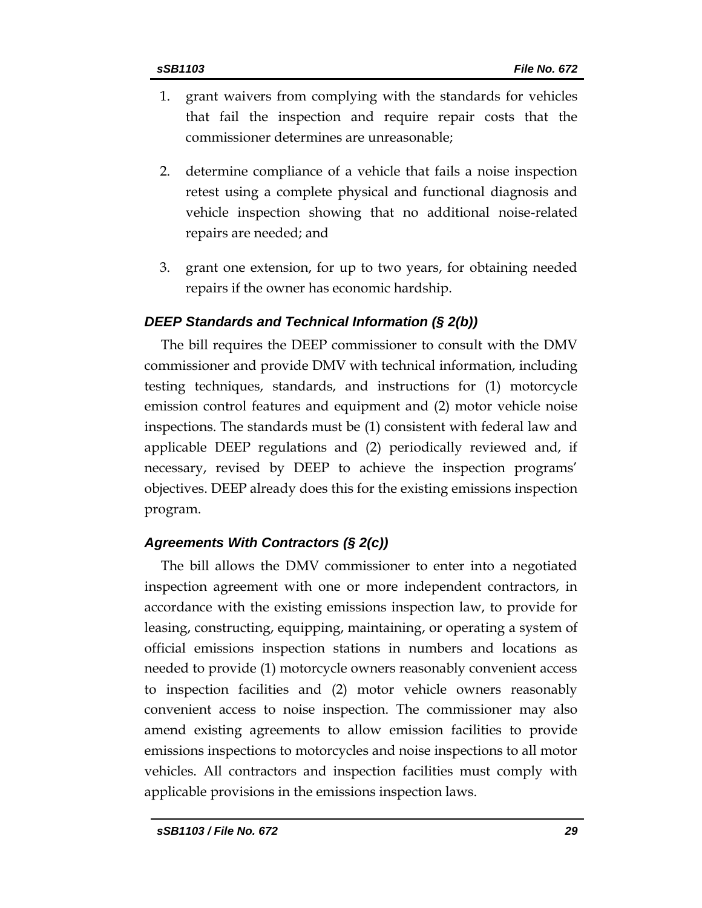1. grant waivers from complying with the standards for vehicles that fail the inspection and require repair costs that the commissioner determines are unreasonable;

2. determine compliance of a vehicle that fails a noise inspection retest using a complete physical and functional diagnosis and vehicle inspection showing that no additional noise-related repairs are needed; and

3. grant one extension, for up to two years, for obtaining needed repairs if the owner has economic hardship.

### *DEEP Standards and Technical Information (§ 2(b))*

The bill requires the DEEP commissioner to consult with the DMV commissioner and provide DMV with technical information, including testing techniques, standards, and instructions for (1) motorcycle emission control features and equipment and (2) motor vehicle noise inspections. The standards must be (1) consistent with federal law and applicable DEEP regulations and (2) periodically reviewed and, if necessary, revised by DEEP to achieve the inspection programs' objectives. DEEP already does this for the existing emissions inspection program.

### *Agreements With Contractors (§ 2(c))*

The bill allows the DMV commissioner to enter into a negotiated inspection agreement with one or more independent contractors, in accordance with the existing emissions inspection law, to provide for leasing, constructing, equipping, maintaining, or operating a system of official emissions inspection stations in numbers and locations as needed to provide (1) motorcycle owners reasonably convenient access to inspection facilities and (2) motor vehicle owners reasonably convenient access to noise inspection. The commissioner may also amend existing agreements to allow emission facilities to provide emissions inspections to motorcycles and noise inspections to all motor vehicles. All contractors and inspection facilities must comply with applicable provisions in the emissions inspection laws.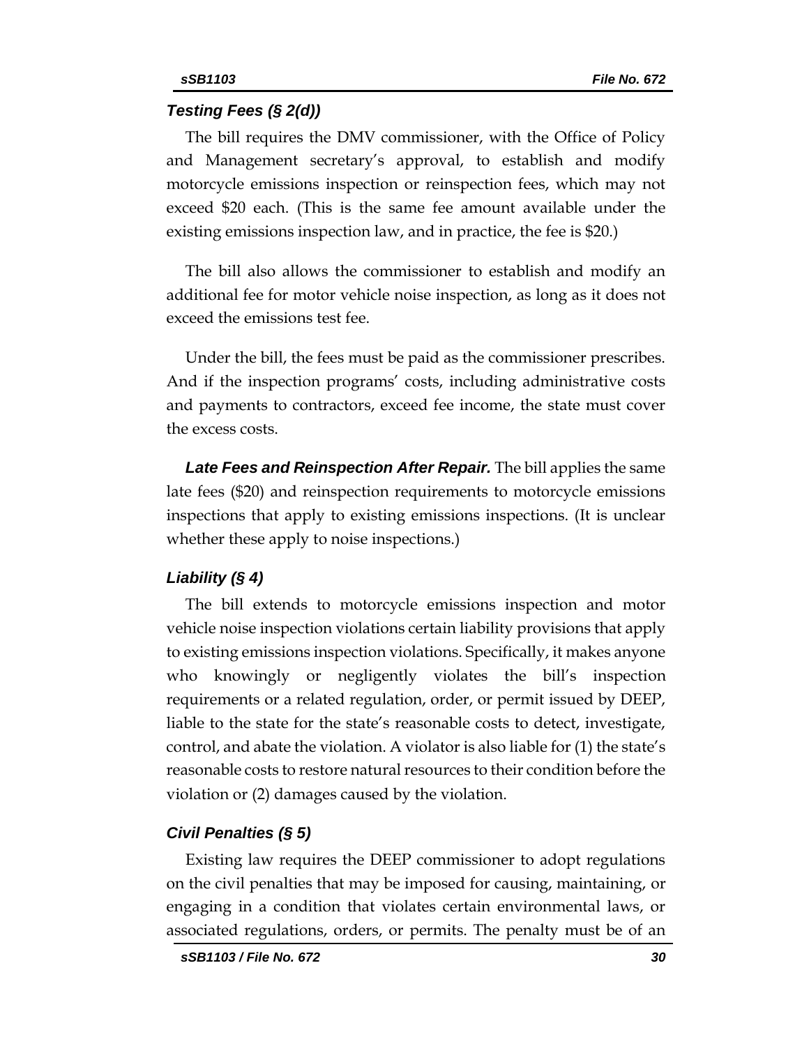### *Testing Fees (§ 2(d))*

The bill requires the DMV commissioner, with the Office of Policy and Management secretary's approval, to establish and modify motorcycle emissions inspection or reinspection fees, which may not exceed $20 each. (This is the same fee amount available under the existing emissions inspection law, and in practice, the fee is $20.)

The bill also allows the commissioner to establish and modify an additional fee for motor vehicle noise inspection, as long as it does not exceed the emissions test fee.

Under the bill, the fees must be paid as the commissioner prescribes. And if the inspection programs' costs, including administrative costs and payments to contractors, exceed fee income, the state must cover the excess costs.

***Late Fees and Reinspection After Repair.*** The bill applies the same late fees ($20) and reinspection requirements to motorcycle emissions inspections that apply to existing emissions inspections. (It is unclear whether these apply to noise inspections.)

### *Liability (§ 4)*

The bill extends to motorcycle emissions inspection and motor vehicle noise inspection violations certain liability provisions that apply to existing emissions inspection violations. Specifically, it makes anyone who knowingly or negligently violates the bill's inspection requirements or a related regulation, order, or permit issued by DEEP, liable to the state for the state's reasonable costs to detect, investigate, control, and abate the violation. A violator is also liable for (1) the state's reasonable costs to restore natural resources to their condition before the violation or (2) damages caused by the violation.

### *Civil Penalties (§ 5)*

Existing law requires the DEEP commissioner to adopt regulations on the civil penalties that may be imposed for causing, maintaining, or engaging in a condition that violates certain environmental laws, or associated regulations, orders, or permits. The penalty must be of an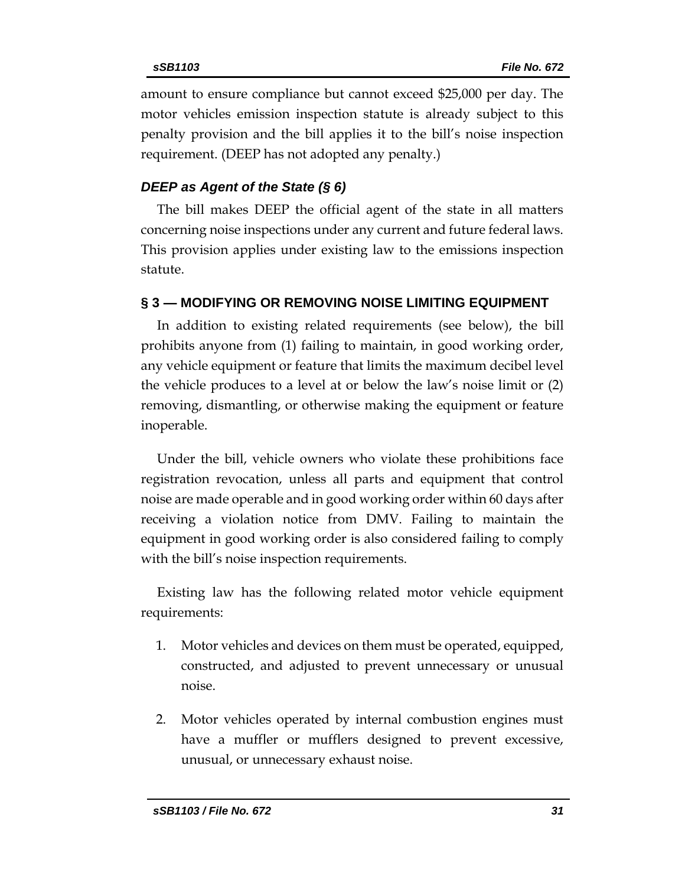amount to ensure compliance but cannot exceed $25,000 per day. The motor vehicles emission inspection statute is already subject to this penalty provision and the bill applies it to the bill's noise inspection requirement. (DEEP has not adopted any penalty.)

### *DEEP as Agent of the State (§ 6)*

The bill makes DEEP the official agent of the state in all matters concerning noise inspections under any current and future federal laws. This provision applies under existing law to the emissions inspection statute.

## § 3 — MODIFYING OR REMOVING NOISE LIMITING EQUIPMENT

In addition to existing related requirements (see below), the bill prohibits anyone from (1) failing to maintain, in good working order, any vehicle equipment or feature that limits the maximum decibel level the vehicle produces to a level at or below the law's noise limit or (2) removing, dismantling, or otherwise making the equipment or feature inoperable.

Under the bill, vehicle owners who violate these prohibitions face registration revocation, unless all parts and equipment that control noise are made operable and in good working order within 60 days after receiving a violation notice from DMV. Failing to maintain the equipment in good working order is also considered failing to comply with the bill's noise inspection requirements.

Existing law has the following related motor vehicle equipment requirements:

1. Motor vehicles and devices on them must be operated, equipped, constructed, and adjusted to prevent unnecessary or unusual noise.

2. Motor vehicles operated by internal combustion engines must have a muffler or mufflers designed to prevent excessive, unusual, or unnecessary exhaust noise.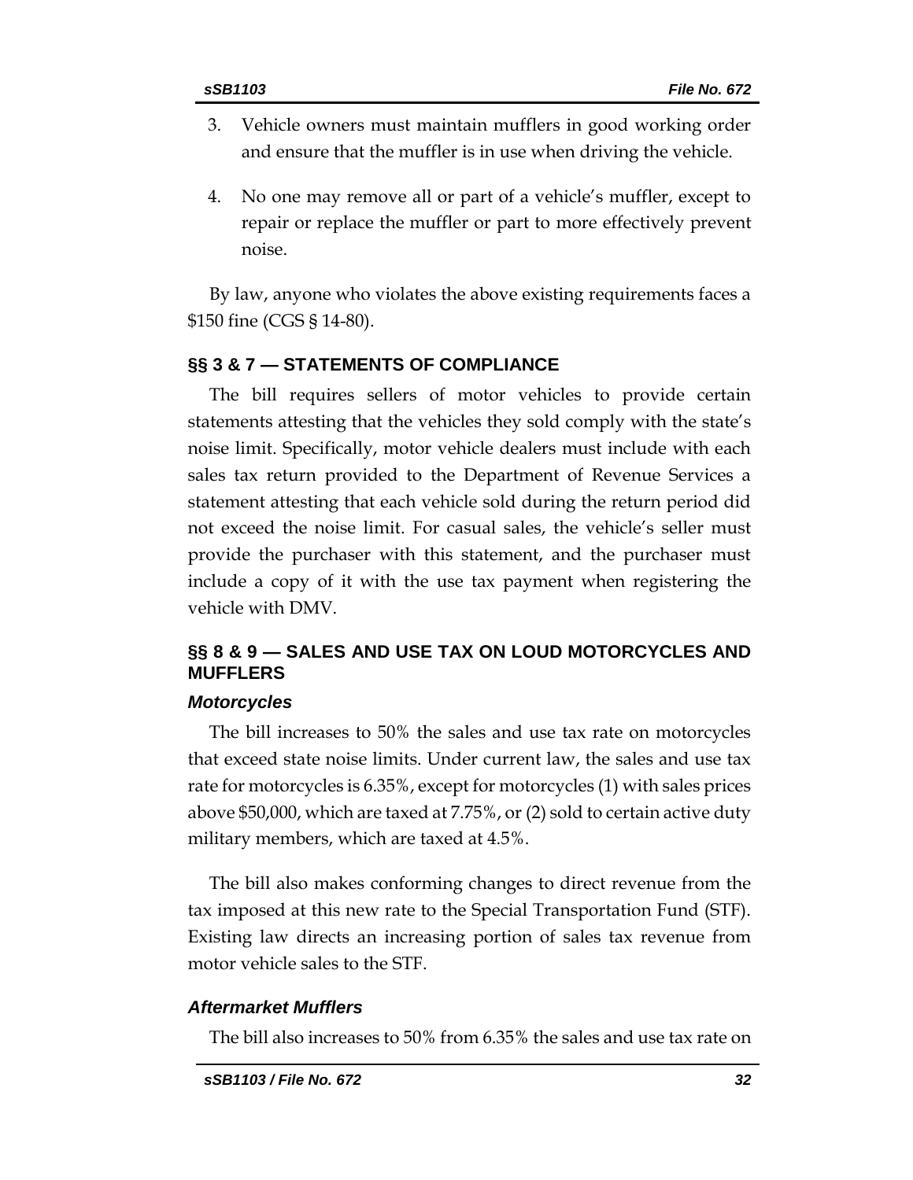3. Vehicle owners must maintain mufflers in good working order and ensure that the muffler is in use when driving the vehicle.

4. No one may remove all or part of a vehicle's muffler, except to repair or replace the muffler or part to more effectively prevent noise.

By law, anyone who violates the above existing requirements faces a $150 fine (CGS § 14-80).

## §§ 3 & 7 — STATEMENTS OF COMPLIANCE

The bill requires sellers of motor vehicles to provide certain statements attesting that the vehicles they sold comply with the state's noise limit. Specifically, motor vehicle dealers must include with each sales tax return provided to the Department of Revenue Services a statement attesting that each vehicle sold during the return period did not exceed the noise limit. For casual sales, the vehicle's seller must provide the purchaser with this statement, and the purchaser must include a copy of it with the use tax payment when registering the vehicle with DMV.

## §§ 8 & 9 — SALES AND USE TAX ON LOUD MOTORCYCLES AND MUFFLERS

### *Motorcycles*

The bill increases to 50% the sales and use tax rate on motorcycles that exceed state noise limits. Under current law, the sales and use tax rate for motorcycles is 6.35%, except for motorcycles (1) with sales prices above $50,000, which are taxed at 7.75%, or (2) sold to certain active duty military members, which are taxed at 4.5%.

The bill also makes conforming changes to direct revenue from the tax imposed at this new rate to the Special Transportation Fund (STF). Existing law directs an increasing portion of sales tax revenue from motor vehicle sales to the STF.

### *Aftermarket Mufflers*

The bill also increases to 50% from 6.35% the sales and use tax rate on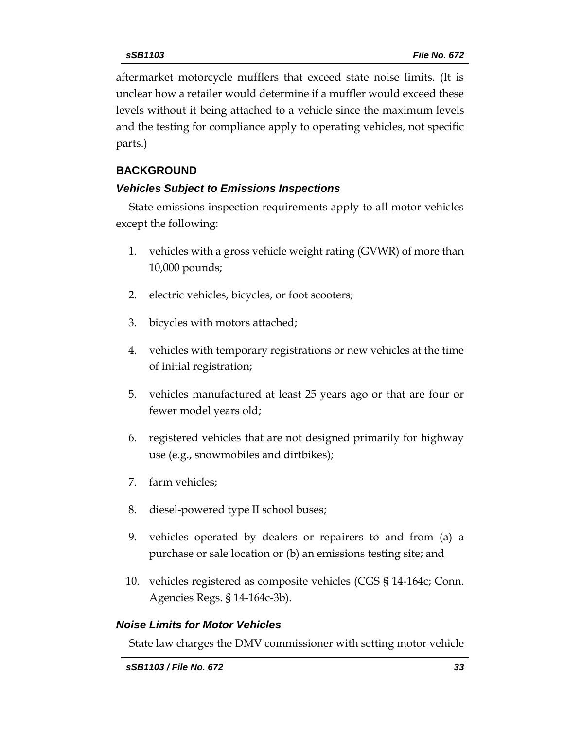aftermarket motorcycle mufflers that exceed state noise limits. (It is unclear how a retailer would determine if a muffler would exceed these levels without it being attached to a vehicle since the maximum levels and the testing for compliance apply to operating vehicles, not specific parts.)

## BACKGROUND

### *Vehicles Subject to Emissions Inspections*

State emissions inspection requirements apply to all motor vehicles except the following:

1. vehicles with a gross vehicle weight rating (GVWR) of more than 10,000 pounds;
2. electric vehicles, bicycles, or foot scooters;
3. bicycles with motors attached;
4. vehicles with temporary registrations or new vehicles at the time of initial registration;
5. vehicles manufactured at least 25 years ago or that are four or fewer model years old;
6. registered vehicles that are not designed primarily for highway use (e.g., snowmobiles and dirtbikes);
7. farm vehicles;
8. diesel-powered type II school buses;
9. vehicles operated by dealers or repairers to and from (a) a purchase or sale location or (b) an emissions testing site; and
10. vehicles registered as composite vehicles (CGS § 14-164c; Conn. Agencies Regs. § 14-164c-3b).

### *Noise Limits for Motor Vehicles*

State law charges the DMV commissioner with setting motor vehicle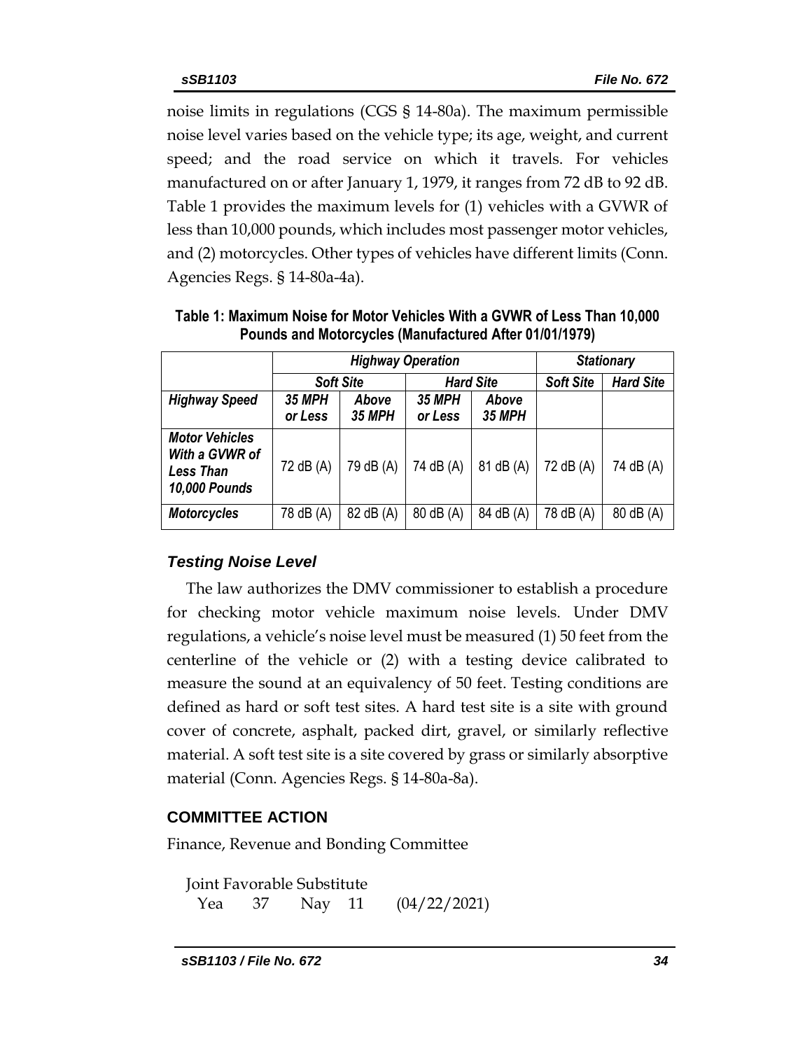noise limits in regulations (CGS § 14-80a). The maximum permissible noise level varies based on the vehicle type; its age, weight, and current speed; and the road service on which it travels. For vehicles manufactured on or after January 1, 1979, it ranges from 72 dB to 92 dB. Table 1 provides the maximum levels for (1) vehicles with a GVWR of less than 10,000 pounds, which includes most passenger motor vehicles, and (2) motorcycles. Other types of vehicles have different limits (Conn. Agencies Regs. § 14-80a-4a).

**Table 1: Maximum Noise for Motor Vehicles With a GVWR of Less Than 10,000 Pounds and Motorcycles (Manufactured After 01/01/1979)**

| | ***Highway Operation*** | | | | ***Stationary*** | |
|---|---|---|---|---|---|---|
| | ***Soft Site*** | | ***Hard Site*** | | ***Soft Site*** | ***Hard Site*** |
| ***Highway Speed*** | ***35 MPH or Less*** | ***Above 35 MPH*** | ***35 MPH or Less*** | ***Above 35 MPH*** | | |
| ***Motor Vehicles With a GVWR of Less Than 10,000 Pounds*** | 72 dB (A) | 79 dB (A) | 74 dB (A) | 81 dB (A) | 72 dB (A) | 74 dB (A) |
| ***Motorcycles*** | 78 dB (A) | 82 dB (A) | 80 dB (A) | 84 dB (A) | 78 dB (A) | 80 dB (A) |

### *Testing Noise Level*

The law authorizes the DMV commissioner to establish a procedure for checking motor vehicle maximum noise levels. Under DMV regulations, a vehicle's noise level must be measured (1) 50 feet from the centerline of the vehicle or (2) with a testing device calibrated to measure the sound at an equivalency of 50 feet. Testing conditions are defined as hard or soft test sites. A hard test site is a site with ground cover of concrete, asphalt, packed dirt, gravel, or similarly reflective material. A soft test site is a site covered by grass or similarly absorptive material (Conn. Agencies Regs. § 14-80a-8a).

## COMMITTEE ACTION

Finance, Revenue and Bonding Committee

Joint Favorable Substitute
Yea 37 Nay 11 (04/22/2021)